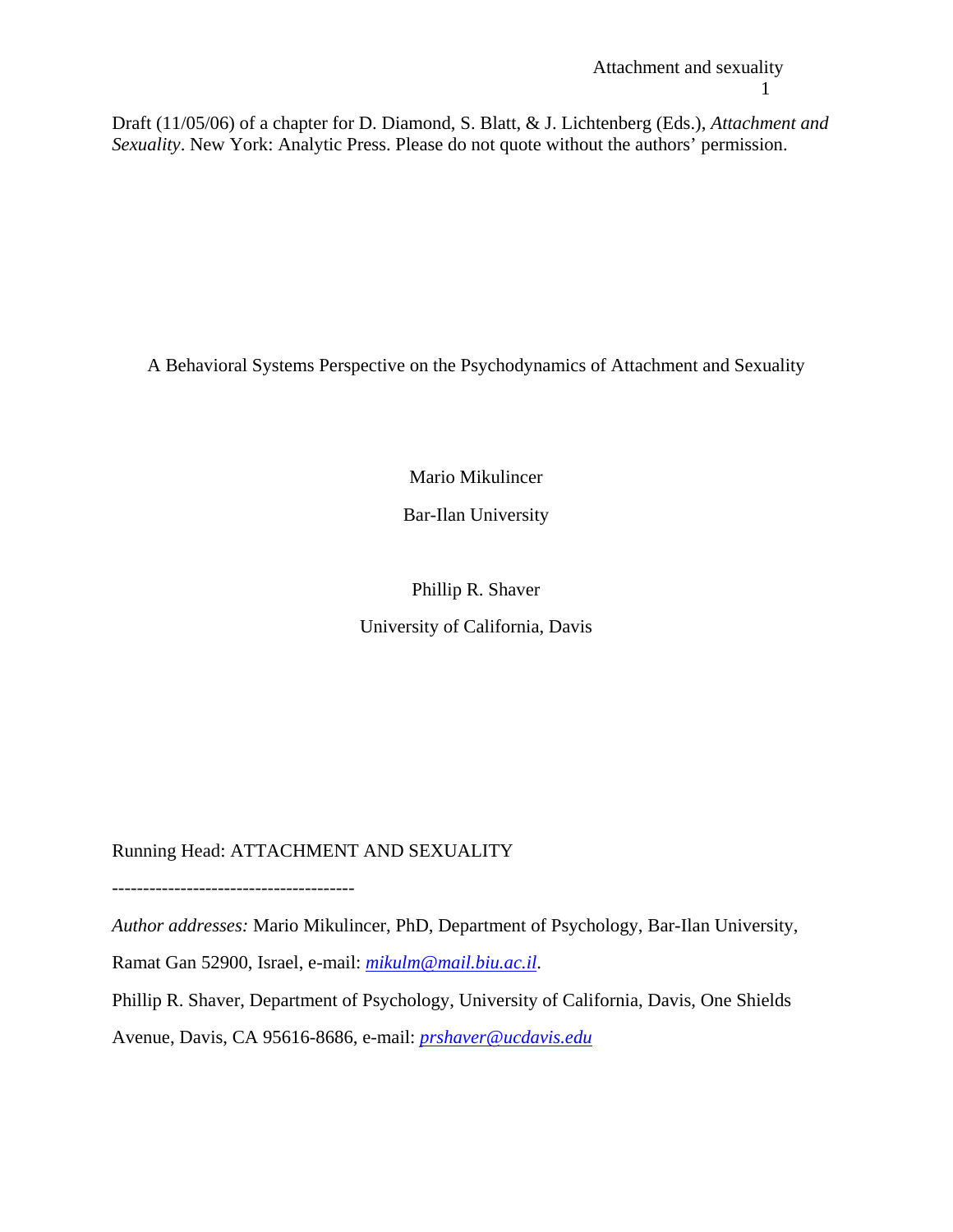Draft (11/05/06) of a chapter for D. Diamond, S. Blatt, & J. Lichtenberg (Eds.), *Attachment and Sexuality*. New York: Analytic Press. Please do not quote without the authors' permission.

# A Behavioral Systems Perspective on the Psychodynamics of Attachment and Sexuality

Mario Mikulincer

Bar-Ilan University

Phillip R. Shaver

University of California, Davis

Running Head: ATTACHMENT AND SEXUALITY

---------------------------------------

*Author addresses:* Mario Mikulincer, PhD, Department of Psychology, Bar-Ilan University, Ramat Gan 52900, Israel, e-mail: mikulm@mail.biu.ac.il.

Phillip R. Shaver, Department of Psychology, University of California, Davis, One Shields Avenue, Davis, CA 95616-8686, e-mail: prshaver@ucdavis.edu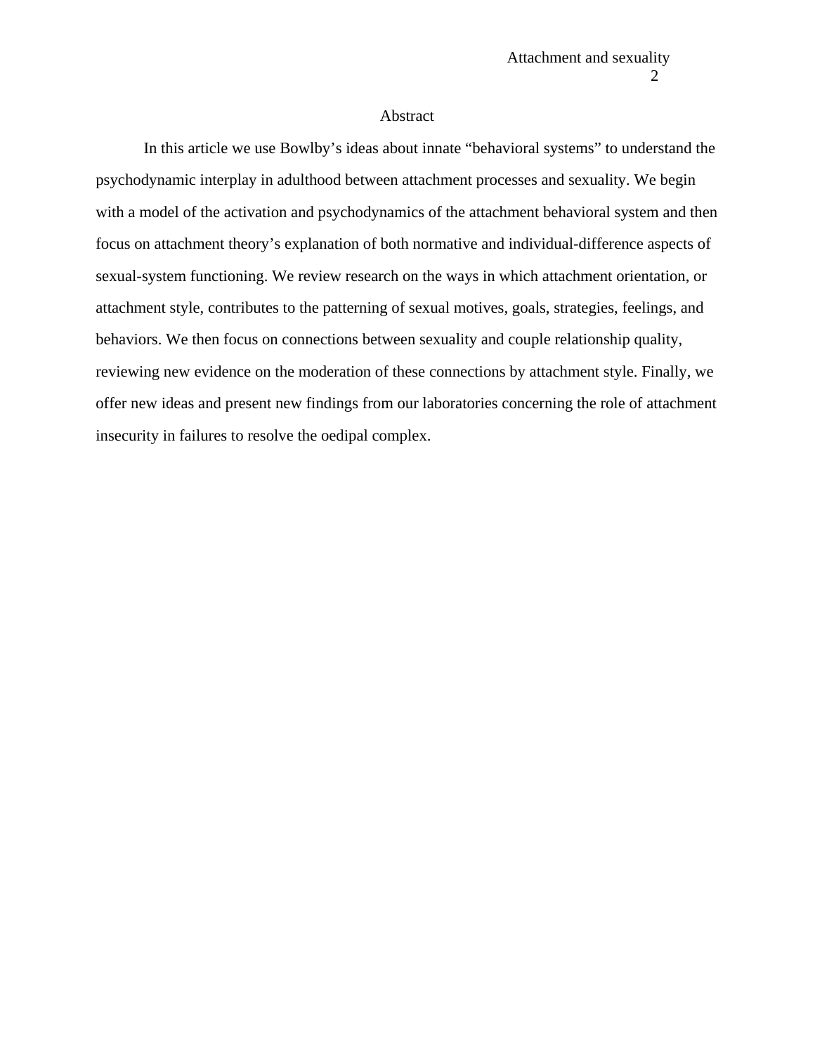# Abstract

In this article we use Bowlby's ideas about innate "behavioral systems" to understand the psychodynamic interplay in adulthood between attachment processes and sexuality. We begin with a model of the activation and psychodynamics of the attachment behavioral system and then focus on attachment theory's explanation of both normative and individual-difference aspects of sexual-system functioning. We review research on the ways in which attachment orientation, or attachment style, contributes to the patterning of sexual motives, goals, strategies, feelings, and behaviors. We then focus on connections between sexuality and couple relationship quality, reviewing new evidence on the moderation of these connections by attachment style. Finally, we offer new ideas and present new findings from our laboratories concerning the role of attachment insecurity in failures to resolve the oedipal complex.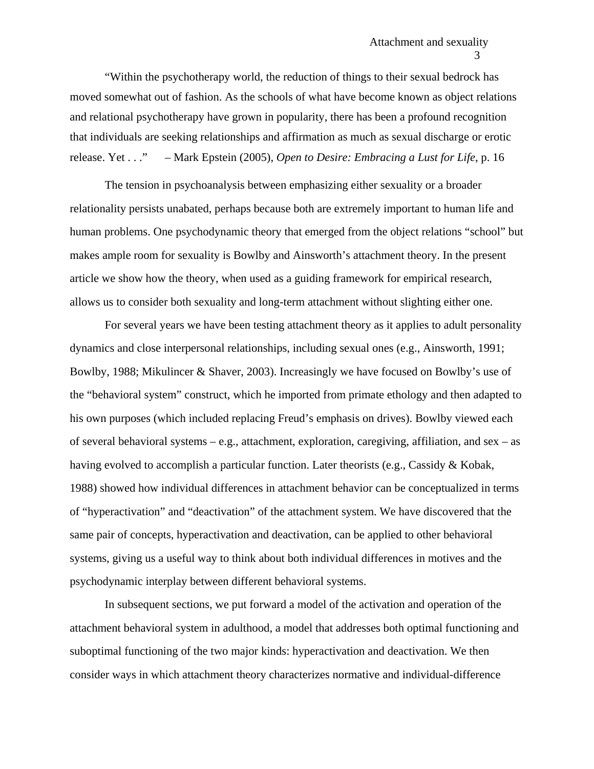"Within the psychotherapy world, the reduction of things to their sexual bedrock has moved somewhat out of fashion. As the schools of what have become known as object relations and relational psychotherapy have grown in popularity, there has been a profound recognition that individuals are seeking relationships and affirmation as much as sexual discharge or erotic release. Yet . . ." – Mark Epstein (2005), *Open to Desire: Embracing a Lust for Life*, p. 16

The tension in psychoanalysis between emphasizing either sexuality or a broader relationality persists unabated, perhaps because both are extremely important to human life and human problems. One psychodynamic theory that emerged from the object relations "school" but makes ample room for sexuality is Bowlby and Ainsworth's attachment theory. In the present article we show how the theory, when used as a guiding framework for empirical research, allows us to consider both sexuality and long-term attachment without slighting either one.

For several years we have been testing attachment theory as it applies to adult personality dynamics and close interpersonal relationships, including sexual ones (e.g., Ainsworth, 1991; Bowlby, 1988; Mikulincer & Shaver, 2003). Increasingly we have focused on Bowlby's use of the "behavioral system" construct, which he imported from primate ethology and then adapted to his own purposes (which included replacing Freud's emphasis on drives). Bowlby viewed each of several behavioral systems – e.g., attachment, exploration, caregiving, affiliation, and sex – as having evolved to accomplish a particular function. Later theorists (e.g., Cassidy & Kobak, 1988) showed how individual differences in attachment behavior can be conceptualized in terms of "hyperactivation" and "deactivation" of the attachment system. We have discovered that the same pair of concepts, hyperactivation and deactivation, can be applied to other behavioral systems, giving us a useful way to think about both individual differences in motives and the psychodynamic interplay between different behavioral systems.

In subsequent sections, we put forward a model of the activation and operation of the attachment behavioral system in adulthood, a model that addresses both optimal functioning and suboptimal functioning of the two major kinds: hyperactivation and deactivation. We then consider ways in which attachment theory characterizes normative and individual-difference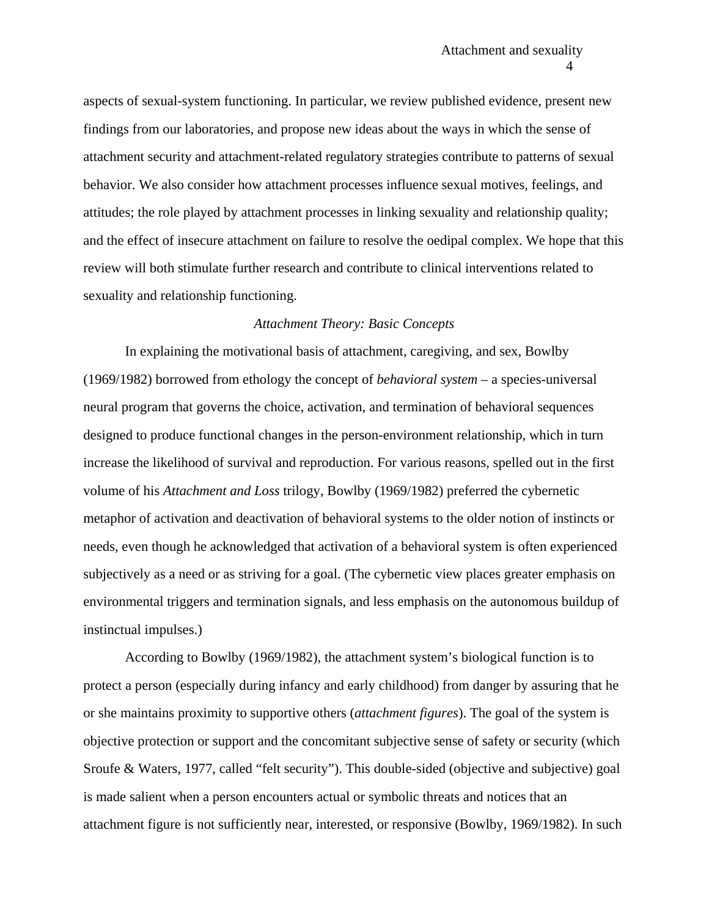aspects of sexual-system functioning. In particular, we review published evidence, present new findings from our laboratories, and propose new ideas about the ways in which the sense of attachment security and attachment-related regulatory strategies contribute to patterns of sexual behavior. We also consider how attachment processes influence sexual motives, feelings, and attitudes; the role played by attachment processes in linking sexuality and relationship quality; and the effect of insecure attachment on failure to resolve the oedipal complex. We hope that this review will both stimulate further research and contribute to clinical interventions related to sexuality and relationship functioning.

## *Attachment Theory: Basic Concepts*

In explaining the motivational basis of attachment, caregiving, and sex, Bowlby (1969/1982) borrowed from ethology the concept of *behavioral system* – a species-universal neural program that governs the choice, activation, and termination of behavioral sequences designed to produce functional changes in the person-environment relationship, which in turn increase the likelihood of survival and reproduction. For various reasons, spelled out in the first volume of his *Attachment and Loss* trilogy, Bowlby (1969/1982) preferred the cybernetic metaphor of activation and deactivation of behavioral systems to the older notion of instincts or needs, even though he acknowledged that activation of a behavioral system is often experienced subjectively as a need or as striving for a goal. (The cybernetic view places greater emphasis on environmental triggers and termination signals, and less emphasis on the autonomous buildup of instinctual impulses.)

According to Bowlby (1969/1982), the attachment system's biological function is to protect a person (especially during infancy and early childhood) from danger by assuring that he or she maintains proximity to supportive others (*attachment figures*). The goal of the system is objective protection or support and the concomitant subjective sense of safety or security (which Sroufe & Waters, 1977, called "felt security"). This double-sided (objective and subjective) goal is made salient when a person encounters actual or symbolic threats and notices that an attachment figure is not sufficiently near, interested, or responsive (Bowlby, 1969/1982). In such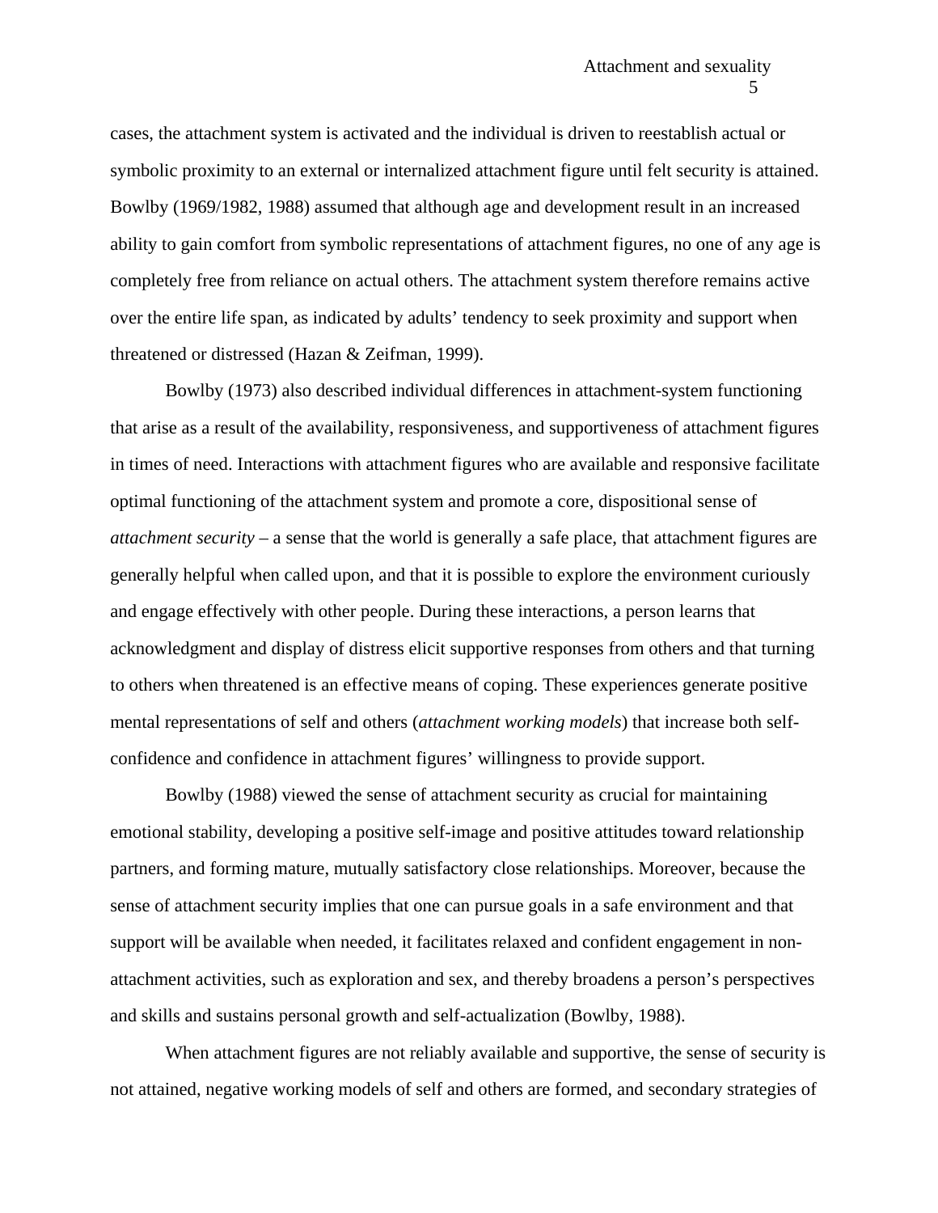cases, the attachment system is activated and the individual is driven to reestablish actual or symbolic proximity to an external or internalized attachment figure until felt security is attained. Bowlby (1969/1982, 1988) assumed that although age and development result in an increased ability to gain comfort from symbolic representations of attachment figures, no one of any age is completely free from reliance on actual others. The attachment system therefore remains active over the entire life span, as indicated by adults' tendency to seek proximity and support when threatened or distressed (Hazan & Zeifman, 1999).

Bowlby (1973) also described individual differences in attachment-system functioning that arise as a result of the availability, responsiveness, and supportiveness of attachment figures in times of need. Interactions with attachment figures who are available and responsive facilitate optimal functioning of the attachment system and promote a core, dispositional sense of *attachment security* – a sense that the world is generally a safe place, that attachment figures are generally helpful when called upon, and that it is possible to explore the environment curiously and engage effectively with other people. During these interactions, a person learns that acknowledgment and display of distress elicit supportive responses from others and that turning to others when threatened is an effective means of coping. These experiences generate positive mental representations of self and others (*attachment working models*) that increase both self-confidence and confidence in attachment figures' willingness to provide support.

Bowlby (1988) viewed the sense of attachment security as crucial for maintaining emotional stability, developing a positive self-image and positive attitudes toward relationship partners, and forming mature, mutually satisfactory close relationships. Moreover, because the sense of attachment security implies that one can pursue goals in a safe environment and that support will be available when needed, it facilitates relaxed and confident engagement in non-attachment activities, such as exploration and sex, and thereby broadens a person's perspectives and skills and sustains personal growth and self-actualization (Bowlby, 1988).

When attachment figures are not reliably available and supportive, the sense of security is not attained, negative working models of self and others are formed, and secondary strategies of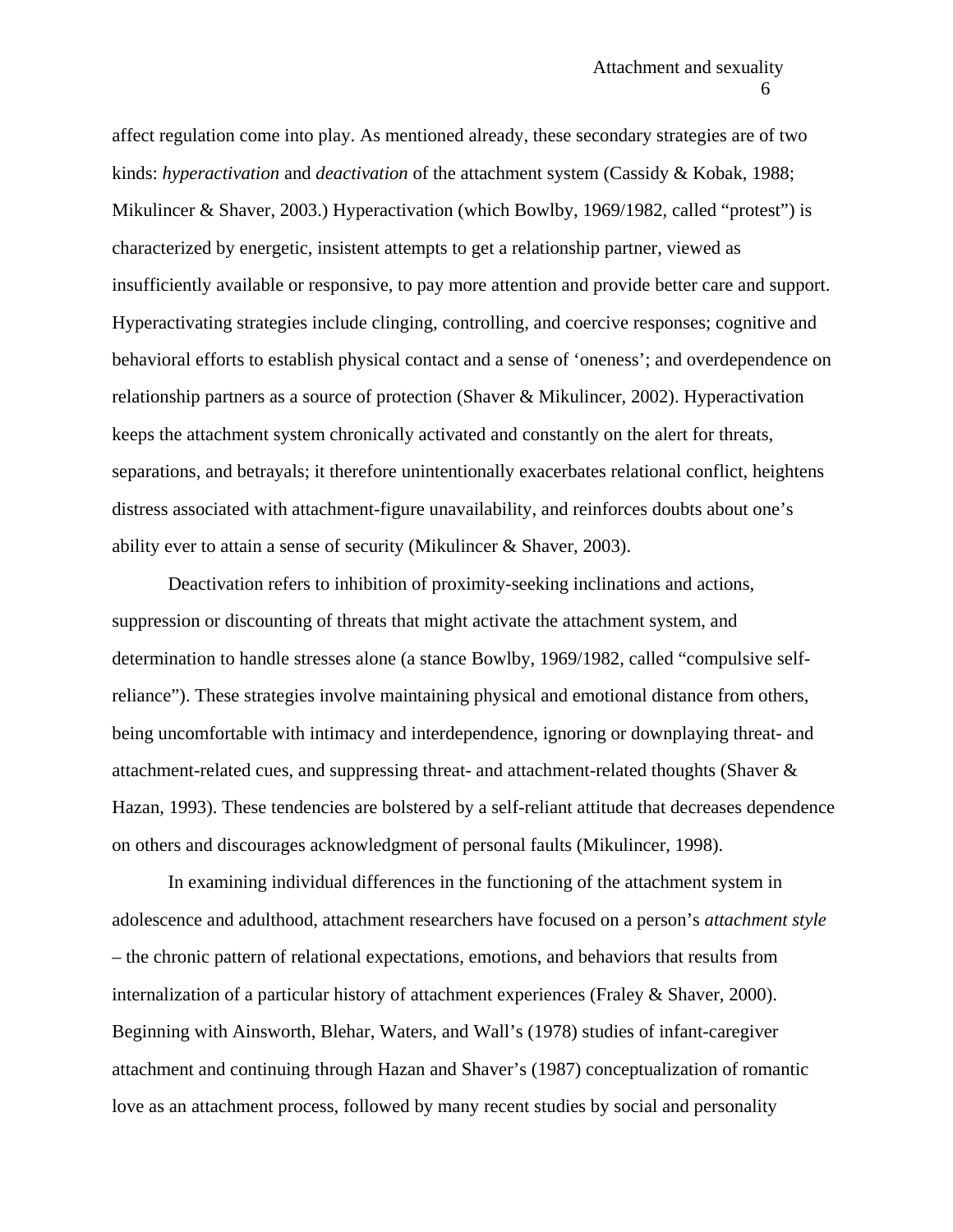affect regulation come into play. As mentioned already, these secondary strategies are of two kinds: *hyperactivation* and *deactivation* of the attachment system (Cassidy & Kobak, 1988; Mikulincer & Shaver, 2003.) Hyperactivation (which Bowlby, 1969/1982, called "protest") is characterized by energetic, insistent attempts to get a relationship partner, viewed as insufficiently available or responsive, to pay more attention and provide better care and support. Hyperactivating strategies include clinging, controlling, and coercive responses; cognitive and behavioral efforts to establish physical contact and a sense of 'oneness'; and overdependence on relationship partners as a source of protection (Shaver & Mikulincer, 2002). Hyperactivation keeps the attachment system chronically activated and constantly on the alert for threats, separations, and betrayals; it therefore unintentionally exacerbates relational conflict, heightens distress associated with attachment-figure unavailability, and reinforces doubts about one's ability ever to attain a sense of security (Mikulincer & Shaver, 2003).

Deactivation refers to inhibition of proximity-seeking inclinations and actions, suppression or discounting of threats that might activate the attachment system, and determination to handle stresses alone (a stance Bowlby, 1969/1982, called "compulsive self-reliance"). These strategies involve maintaining physical and emotional distance from others, being uncomfortable with intimacy and interdependence, ignoring or downplaying threat- and attachment-related cues, and suppressing threat- and attachment-related thoughts (Shaver & Hazan, 1993). These tendencies are bolstered by a self-reliant attitude that decreases dependence on others and discourages acknowledgment of personal faults (Mikulincer, 1998).

In examining individual differences in the functioning of the attachment system in adolescence and adulthood, attachment researchers have focused on a person's *attachment style* – the chronic pattern of relational expectations, emotions, and behaviors that results from internalization of a particular history of attachment experiences (Fraley & Shaver, 2000). Beginning with Ainsworth, Blehar, Waters, and Wall's (1978) studies of infant-caregiver attachment and continuing through Hazan and Shaver's (1987) conceptualization of romantic love as an attachment process, followed by many recent studies by social and personality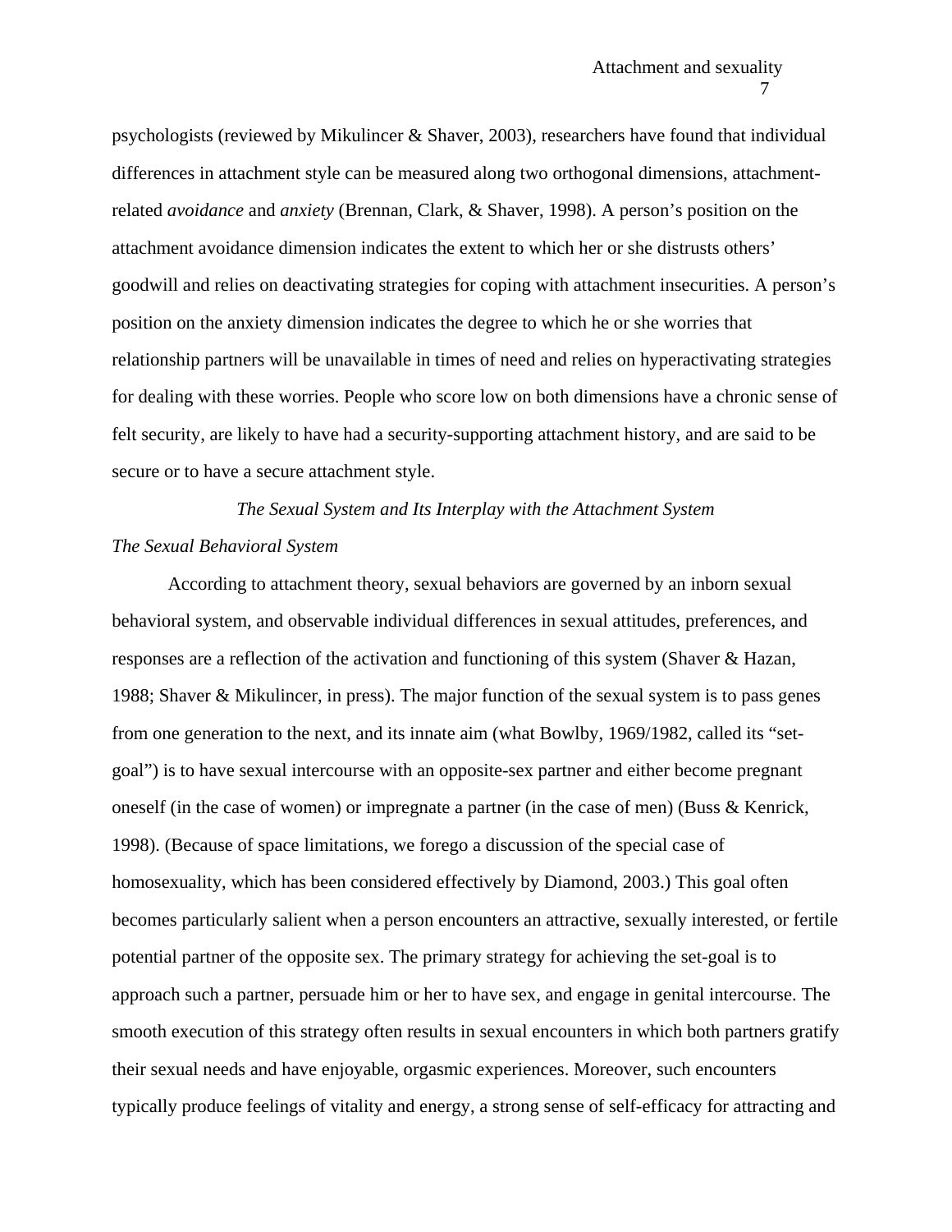psychologists (reviewed by Mikulincer & Shaver, 2003), researchers have found that individual differences in attachment style can be measured along two orthogonal dimensions, attachment-related *avoidance* and *anxiety* (Brennan, Clark, & Shaver, 1998). A person's position on the attachment avoidance dimension indicates the extent to which her or she distrusts others' goodwill and relies on deactivating strategies for coping with attachment insecurities. A person's position on the anxiety dimension indicates the degree to which he or she worries that relationship partners will be unavailable in times of need and relies on hyperactivating strategies for dealing with these worries. People who score low on both dimensions have a chronic sense of felt security, are likely to have had a security-supporting attachment history, and are said to be secure or to have a secure attachment style.

## *The Sexual System and Its Interplay with the Attachment System*

### *The Sexual Behavioral System*

According to attachment theory, sexual behaviors are governed by an inborn sexual behavioral system, and observable individual differences in sexual attitudes, preferences, and responses are a reflection of the activation and functioning of this system (Shaver & Hazan, 1988; Shaver & Mikulincer, in press). The major function of the sexual system is to pass genes from one generation to the next, and its innate aim (what Bowlby, 1969/1982, called its "set-goal") is to have sexual intercourse with an opposite-sex partner and either become pregnant oneself (in the case of women) or impregnate a partner (in the case of men) (Buss & Kenrick, 1998). (Because of space limitations, we forego a discussion of the special case of homosexuality, which has been considered effectively by Diamond, 2003.) This goal often becomes particularly salient when a person encounters an attractive, sexually interested, or fertile potential partner of the opposite sex. The primary strategy for achieving the set-goal is to approach such a partner, persuade him or her to have sex, and engage in genital intercourse. The smooth execution of this strategy often results in sexual encounters in which both partners gratify their sexual needs and have enjoyable, orgasmic experiences. Moreover, such encounters typically produce feelings of vitality and energy, a strong sense of self-efficacy for attracting and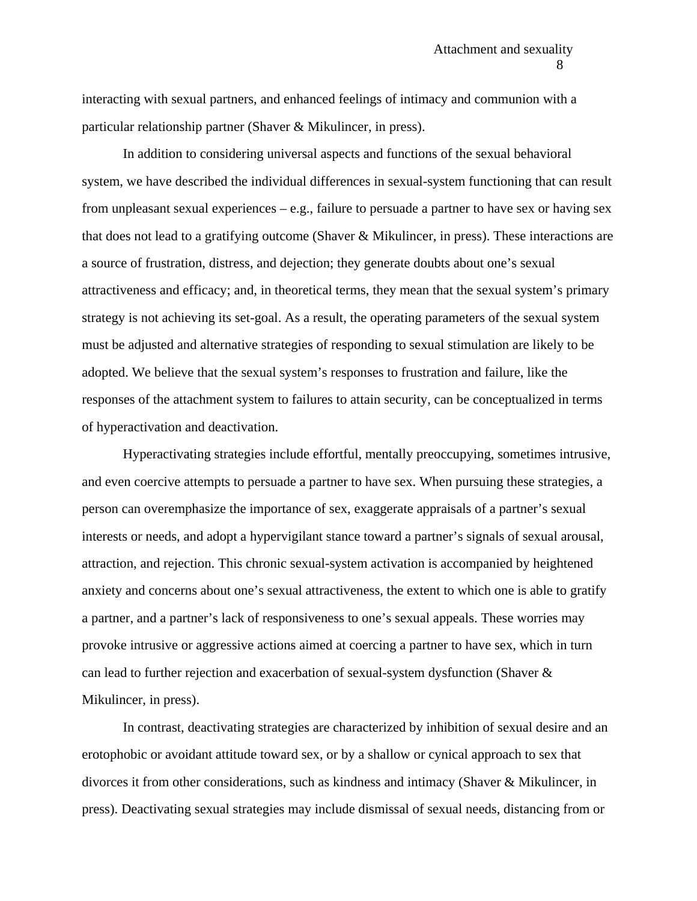interacting with sexual partners, and enhanced feelings of intimacy and communion with a particular relationship partner (Shaver & Mikulincer, in press).

In addition to considering universal aspects and functions of the sexual behavioral system, we have described the individual differences in sexual-system functioning that can result from unpleasant sexual experiences – e.g., failure to persuade a partner to have sex or having sex that does not lead to a gratifying outcome (Shaver & Mikulincer, in press). These interactions are a source of frustration, distress, and dejection; they generate doubts about one's sexual attractiveness and efficacy; and, in theoretical terms, they mean that the sexual system's primary strategy is not achieving its set-goal. As a result, the operating parameters of the sexual system must be adjusted and alternative strategies of responding to sexual stimulation are likely to be adopted. We believe that the sexual system's responses to frustration and failure, like the responses of the attachment system to failures to attain security, can be conceptualized in terms of hyperactivation and deactivation.

Hyperactivating strategies include effortful, mentally preoccupying, sometimes intrusive, and even coercive attempts to persuade a partner to have sex. When pursuing these strategies, a person can overemphasize the importance of sex, exaggerate appraisals of a partner's sexual interests or needs, and adopt a hypervigilant stance toward a partner's signals of sexual arousal, attraction, and rejection. This chronic sexual-system activation is accompanied by heightened anxiety and concerns about one's sexual attractiveness, the extent to which one is able to gratify a partner, and a partner's lack of responsiveness to one's sexual appeals. These worries may provoke intrusive or aggressive actions aimed at coercing a partner to have sex, which in turn can lead to further rejection and exacerbation of sexual-system dysfunction (Shaver & Mikulincer, in press).

In contrast, deactivating strategies are characterized by inhibition of sexual desire and an erotophobic or avoidant attitude toward sex, or by a shallow or cynical approach to sex that divorces it from other considerations, such as kindness and intimacy (Shaver & Mikulincer, in press). Deactivating sexual strategies may include dismissal of sexual needs, distancing from or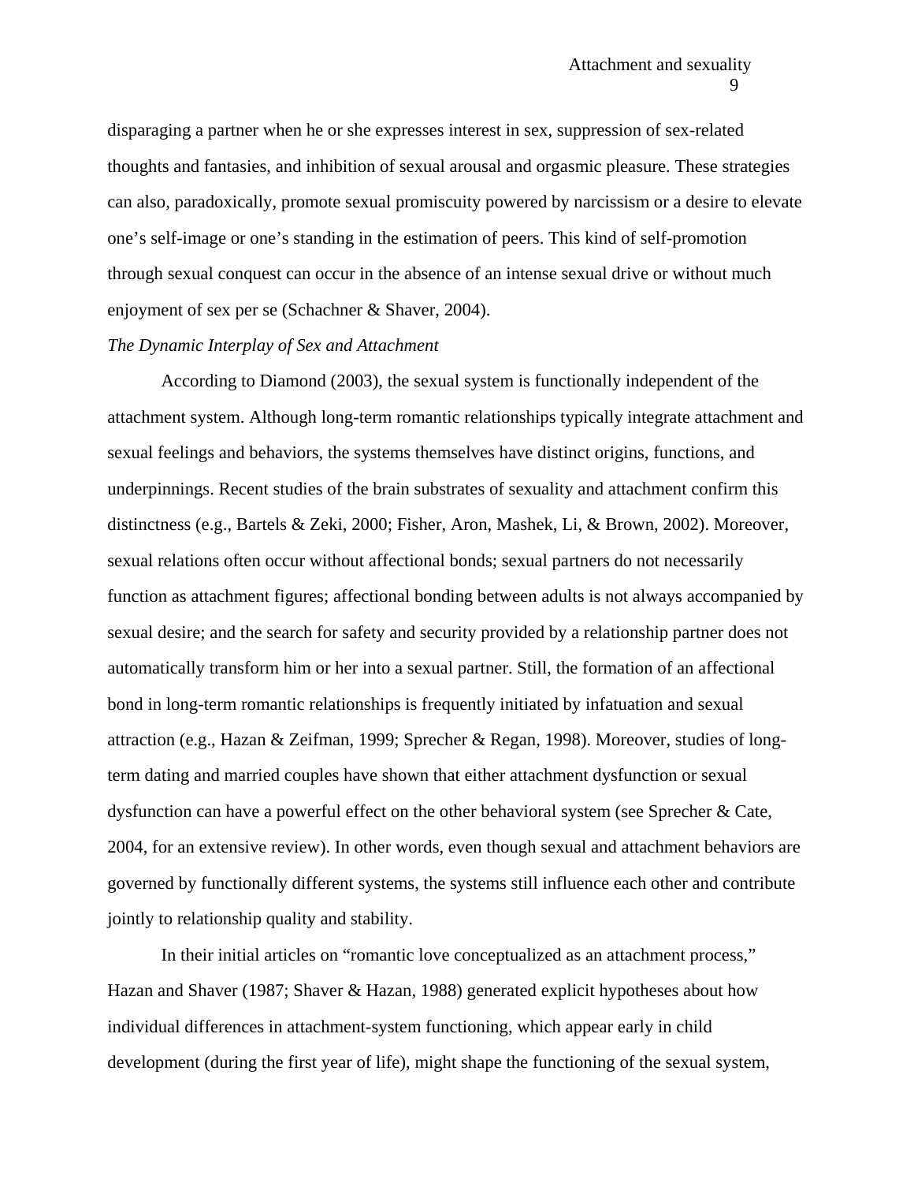disparaging a partner when he or she expresses interest in sex, suppression of sex-related thoughts and fantasies, and inhibition of sexual arousal and orgasmic pleasure. These strategies can also, paradoxically, promote sexual promiscuity powered by narcissism or a desire to elevate one's self-image or one's standing in the estimation of peers. This kind of self-promotion through sexual conquest can occur in the absence of an intense sexual drive or without much enjoyment of sex per se (Schachner & Shaver, 2004).

*The Dynamic Interplay of Sex and Attachment*

According to Diamond (2003), the sexual system is functionally independent of the attachment system. Although long-term romantic relationships typically integrate attachment and sexual feelings and behaviors, the systems themselves have distinct origins, functions, and underpinnings. Recent studies of the brain substrates of sexuality and attachment confirm this distinctness (e.g., Bartels & Zeki, 2000; Fisher, Aron, Mashek, Li, & Brown, 2002). Moreover, sexual relations often occur without affectional bonds; sexual partners do not necessarily function as attachment figures; affectional bonding between adults is not always accompanied by sexual desire; and the search for safety and security provided by a relationship partner does not automatically transform him or her into a sexual partner. Still, the formation of an affectional bond in long-term romantic relationships is frequently initiated by infatuation and sexual attraction (e.g., Hazan & Zeifman, 1999; Sprecher & Regan, 1998). Moreover, studies of long-term dating and married couples have shown that either attachment dysfunction or sexual dysfunction can have a powerful effect on the other behavioral system (see Sprecher & Cate, 2004, for an extensive review). In other words, even though sexual and attachment behaviors are governed by functionally different systems, the systems still influence each other and contribute jointly to relationship quality and stability.

In their initial articles on "romantic love conceptualized as an attachment process," Hazan and Shaver (1987; Shaver & Hazan, 1988) generated explicit hypotheses about how individual differences in attachment-system functioning, which appear early in child development (during the first year of life), might shape the functioning of the sexual system,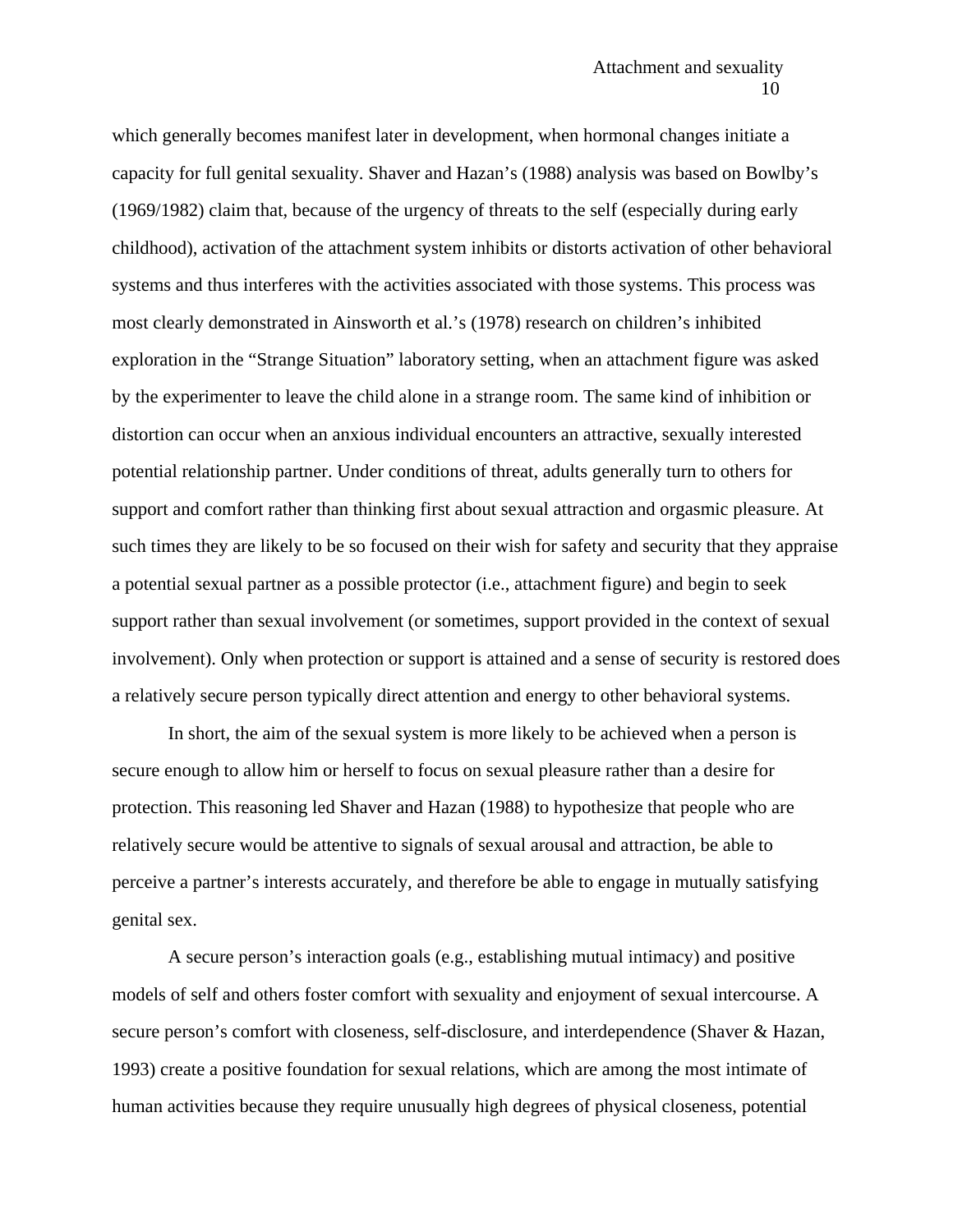which generally becomes manifest later in development, when hormonal changes initiate a capacity for full genital sexuality. Shaver and Hazan's (1988) analysis was based on Bowlby's (1969/1982) claim that, because of the urgency of threats to the self (especially during early childhood), activation of the attachment system inhibits or distorts activation of other behavioral systems and thus interferes with the activities associated with those systems. This process was most clearly demonstrated in Ainsworth et al.'s (1978) research on children's inhibited exploration in the "Strange Situation" laboratory setting, when an attachment figure was asked by the experimenter to leave the child alone in a strange room. The same kind of inhibition or distortion can occur when an anxious individual encounters an attractive, sexually interested potential relationship partner. Under conditions of threat, adults generally turn to others for support and comfort rather than thinking first about sexual attraction and orgasmic pleasure. At such times they are likely to be so focused on their wish for safety and security that they appraise a potential sexual partner as a possible protector (i.e., attachment figure) and begin to seek support rather than sexual involvement (or sometimes, support provided in the context of sexual involvement). Only when protection or support is attained and a sense of security is restored does a relatively secure person typically direct attention and energy to other behavioral systems.

In short, the aim of the sexual system is more likely to be achieved when a person is secure enough to allow him or herself to focus on sexual pleasure rather than a desire for protection. This reasoning led Shaver and Hazan (1988) to hypothesize that people who are relatively secure would be attentive to signals of sexual arousal and attraction, be able to perceive a partner's interests accurately, and therefore be able to engage in mutually satisfying genital sex.

A secure person's interaction goals (e.g., establishing mutual intimacy) and positive models of self and others foster comfort with sexuality and enjoyment of sexual intercourse. A secure person's comfort with closeness, self-disclosure, and interdependence (Shaver & Hazan, 1993) create a positive foundation for sexual relations, which are among the most intimate of human activities because they require unusually high degrees of physical closeness, potential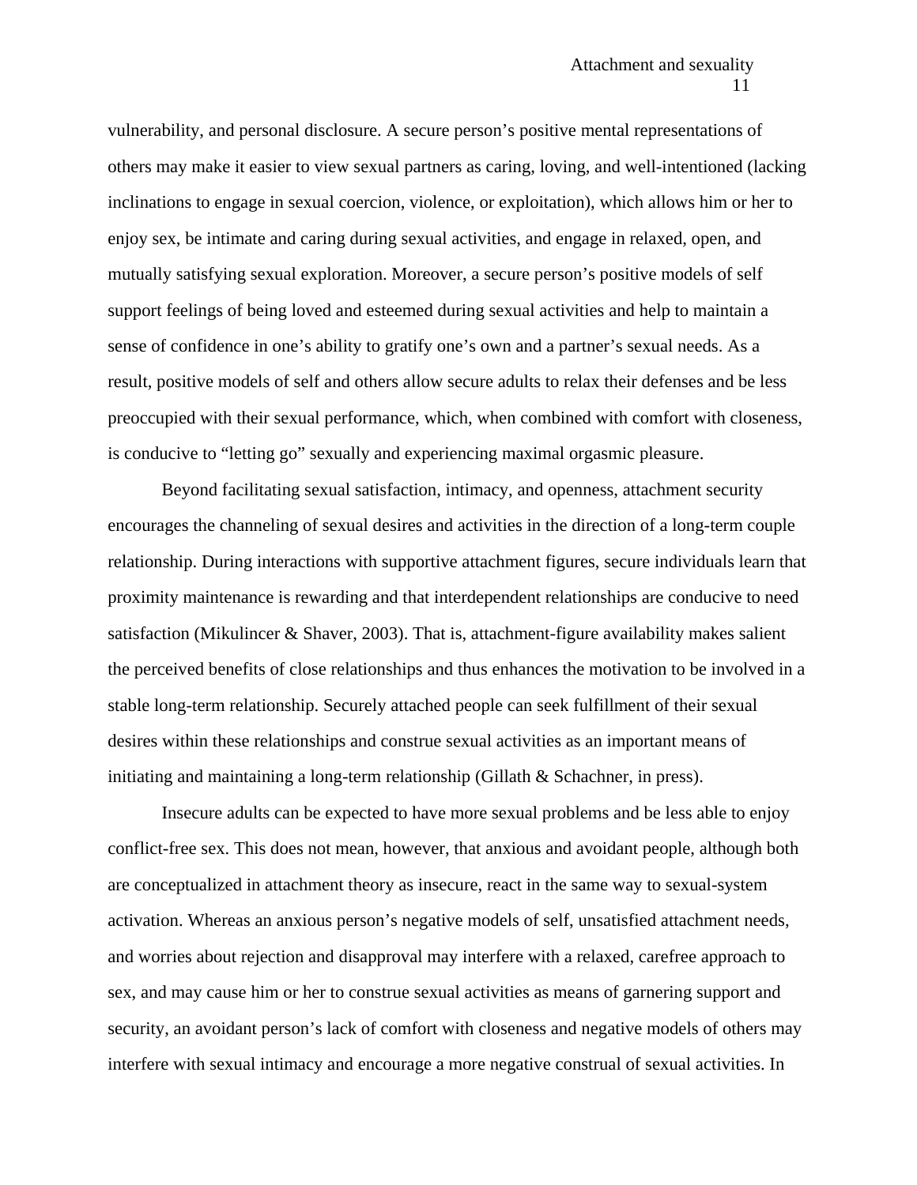vulnerability, and personal disclosure. A secure person's positive mental representations of others may make it easier to view sexual partners as caring, loving, and well-intentioned (lacking inclinations to engage in sexual coercion, violence, or exploitation), which allows him or her to enjoy sex, be intimate and caring during sexual activities, and engage in relaxed, open, and mutually satisfying sexual exploration. Moreover, a secure person's positive models of self support feelings of being loved and esteemed during sexual activities and help to maintain a sense of confidence in one's ability to gratify one's own and a partner's sexual needs. As a result, positive models of self and others allow secure adults to relax their defenses and be less preoccupied with their sexual performance, which, when combined with comfort with closeness, is conducive to "letting go" sexually and experiencing maximal orgasmic pleasure.

Beyond facilitating sexual satisfaction, intimacy, and openness, attachment security encourages the channeling of sexual desires and activities in the direction of a long-term couple relationship. During interactions with supportive attachment figures, secure individuals learn that proximity maintenance is rewarding and that interdependent relationships are conducive to need satisfaction (Mikulincer & Shaver, 2003). That is, attachment-figure availability makes salient the perceived benefits of close relationships and thus enhances the motivation to be involved in a stable long-term relationship. Securely attached people can seek fulfillment of their sexual desires within these relationships and construe sexual activities as an important means of initiating and maintaining a long-term relationship (Gillath & Schachner, in press).

Insecure adults can be expected to have more sexual problems and be less able to enjoy conflict-free sex. This does not mean, however, that anxious and avoidant people, although both are conceptualized in attachment theory as insecure, react in the same way to sexual-system activation. Whereas an anxious person's negative models of self, unsatisfied attachment needs, and worries about rejection and disapproval may interfere with a relaxed, carefree approach to sex, and may cause him or her to construe sexual activities as means of garnering support and security, an avoidant person's lack of comfort with closeness and negative models of others may interfere with sexual intimacy and encourage a more negative construal of sexual activities. In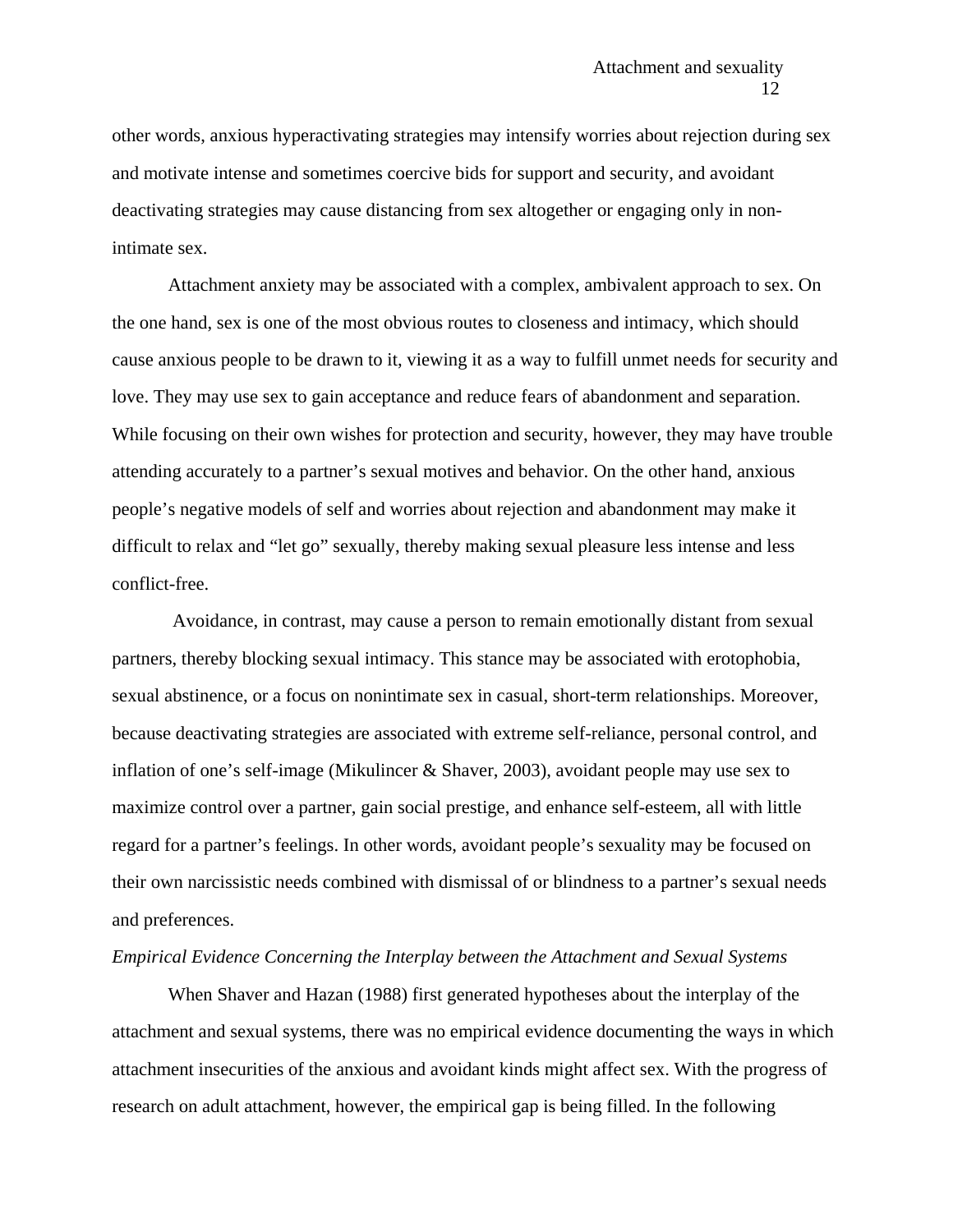other words, anxious hyperactivating strategies may intensify worries about rejection during sex and motivate intense and sometimes coercive bids for support and security, and avoidant deactivating strategies may cause distancing from sex altogether or engaging only in non-intimate sex.

Attachment anxiety may be associated with a complex, ambivalent approach to sex. On the one hand, sex is one of the most obvious routes to closeness and intimacy, which should cause anxious people to be drawn to it, viewing it as a way to fulfill unmet needs for security and love. They may use sex to gain acceptance and reduce fears of abandonment and separation. While focusing on their own wishes for protection and security, however, they may have trouble attending accurately to a partner's sexual motives and behavior. On the other hand, anxious people's negative models of self and worries about rejection and abandonment may make it difficult to relax and "let go" sexually, thereby making sexual pleasure less intense and less conflict-free.

Avoidance, in contrast, may cause a person to remain emotionally distant from sexual partners, thereby blocking sexual intimacy. This stance may be associated with erotophobia, sexual abstinence, or a focus on nonintimate sex in casual, short-term relationships. Moreover, because deactivating strategies are associated with extreme self-reliance, personal control, and inflation of one's self-image (Mikulincer & Shaver, 2003), avoidant people may use sex to maximize control over a partner, gain social prestige, and enhance self-esteem, all with little regard for a partner's feelings. In other words, avoidant people's sexuality may be focused on their own narcissistic needs combined with dismissal of or blindness to a partner's sexual needs and preferences.

*Empirical Evidence Concerning the Interplay between the Attachment and Sexual Systems*

When Shaver and Hazan (1988) first generated hypotheses about the interplay of the attachment and sexual systems, there was no empirical evidence documenting the ways in which attachment insecurities of the anxious and avoidant kinds might affect sex. With the progress of research on adult attachment, however, the empirical gap is being filled. In the following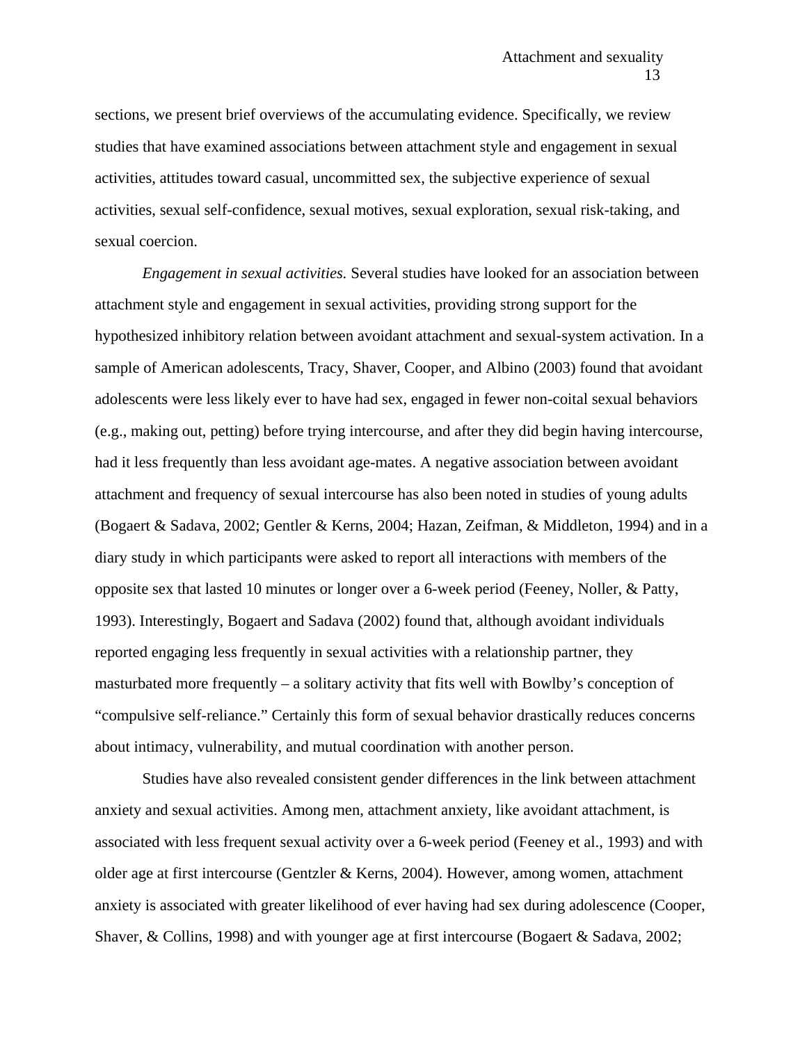sections, we present brief overviews of the accumulating evidence. Specifically, we review studies that have examined associations between attachment style and engagement in sexual activities, attitudes toward casual, uncommitted sex, the subjective experience of sexual activities, sexual self-confidence, sexual motives, sexual exploration, sexual risk-taking, and sexual coercion.

*Engagement in sexual activities.* Several studies have looked for an association between attachment style and engagement in sexual activities, providing strong support for the hypothesized inhibitory relation between avoidant attachment and sexual-system activation. In a sample of American adolescents, Tracy, Shaver, Cooper, and Albino (2003) found that avoidant adolescents were less likely ever to have had sex, engaged in fewer non-coital sexual behaviors (e.g., making out, petting) before trying intercourse, and after they did begin having intercourse, had it less frequently than less avoidant age-mates. A negative association between avoidant attachment and frequency of sexual intercourse has also been noted in studies of young adults (Bogaert & Sadava, 2002; Gentler & Kerns, 2004; Hazan, Zeifman, & Middleton, 1994) and in a diary study in which participants were asked to report all interactions with members of the opposite sex that lasted 10 minutes or longer over a 6-week period (Feeney, Noller, & Patty, 1993). Interestingly, Bogaert and Sadava (2002) found that, although avoidant individuals reported engaging less frequently in sexual activities with a relationship partner, they masturbated more frequently – a solitary activity that fits well with Bowlby's conception of "compulsive self-reliance." Certainly this form of sexual behavior drastically reduces concerns about intimacy, vulnerability, and mutual coordination with another person.

Studies have also revealed consistent gender differences in the link between attachment anxiety and sexual activities. Among men, attachment anxiety, like avoidant attachment, is associated with less frequent sexual activity over a 6-week period (Feeney et al., 1993) and with older age at first intercourse (Gentzler & Kerns, 2004). However, among women, attachment anxiety is associated with greater likelihood of ever having had sex during adolescence (Cooper, Shaver, & Collins, 1998) and with younger age at first intercourse (Bogaert & Sadava, 2002;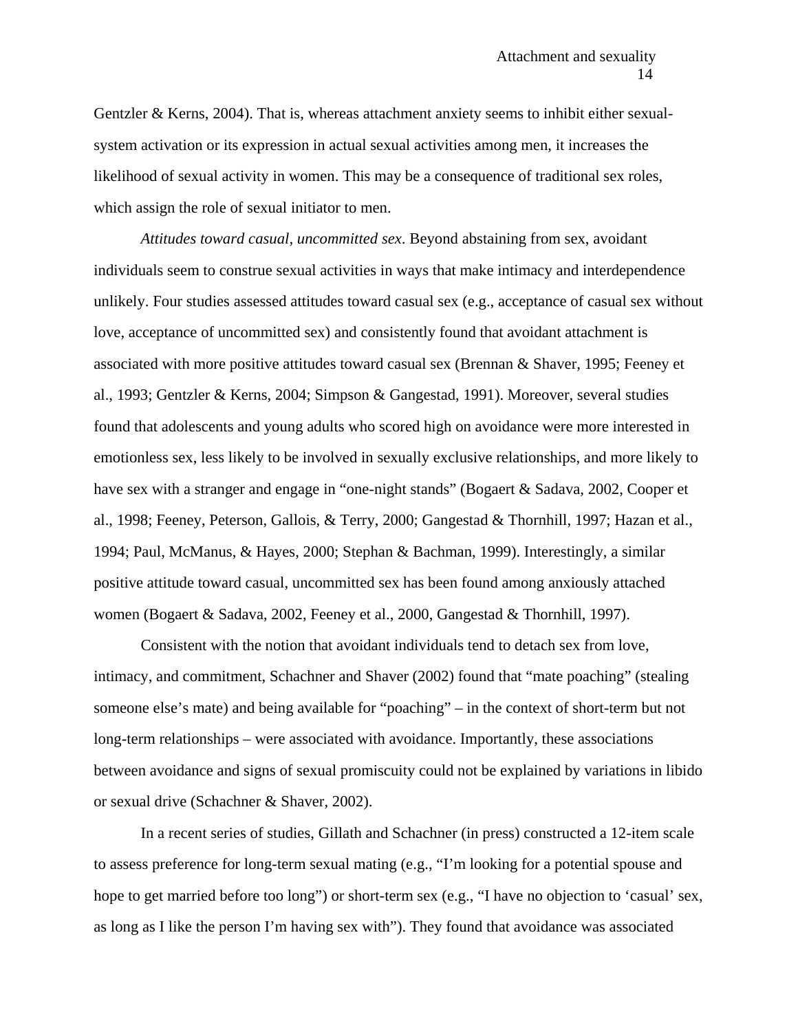Gentzler & Kerns, 2004). That is, whereas attachment anxiety seems to inhibit either sexual-system activation or its expression in actual sexual activities among men, it increases the likelihood of sexual activity in women. This may be a consequence of traditional sex roles, which assign the role of sexual initiator to men.

*Attitudes toward casual, uncommitted sex*. Beyond abstaining from sex, avoidant individuals seem to construe sexual activities in ways that make intimacy and interdependence unlikely. Four studies assessed attitudes toward casual sex (e.g., acceptance of casual sex without love, acceptance of uncommitted sex) and consistently found that avoidant attachment is associated with more positive attitudes toward casual sex (Brennan & Shaver, 1995; Feeney et al., 1993; Gentzler & Kerns, 2004; Simpson & Gangestad, 1991). Moreover, several studies found that adolescents and young adults who scored high on avoidance were more interested in emotionless sex, less likely to be involved in sexually exclusive relationships, and more likely to have sex with a stranger and engage in "one-night stands" (Bogaert & Sadava, 2002, Cooper et al., 1998; Feeney, Peterson, Gallois, & Terry, 2000; Gangestad & Thornhill, 1997; Hazan et al., 1994; Paul, McManus, & Hayes, 2000; Stephan & Bachman, 1999). Interestingly, a similar positive attitude toward casual, uncommitted sex has been found among anxiously attached women (Bogaert & Sadava, 2002, Feeney et al., 2000, Gangestad & Thornhill, 1997).

Consistent with the notion that avoidant individuals tend to detach sex from love, intimacy, and commitment, Schachner and Shaver (2002) found that "mate poaching" (stealing someone else's mate) and being available for "poaching" – in the context of short-term but not long-term relationships – were associated with avoidance. Importantly, these associations between avoidance and signs of sexual promiscuity could not be explained by variations in libido or sexual drive (Schachner & Shaver, 2002).

In a recent series of studies, Gillath and Schachner (in press) constructed a 12-item scale to assess preference for long-term sexual mating (e.g., "I'm looking for a potential spouse and hope to get married before too long") or short-term sex (e.g., "I have no objection to 'casual' sex, as long as I like the person I'm having sex with"). They found that avoidance was associated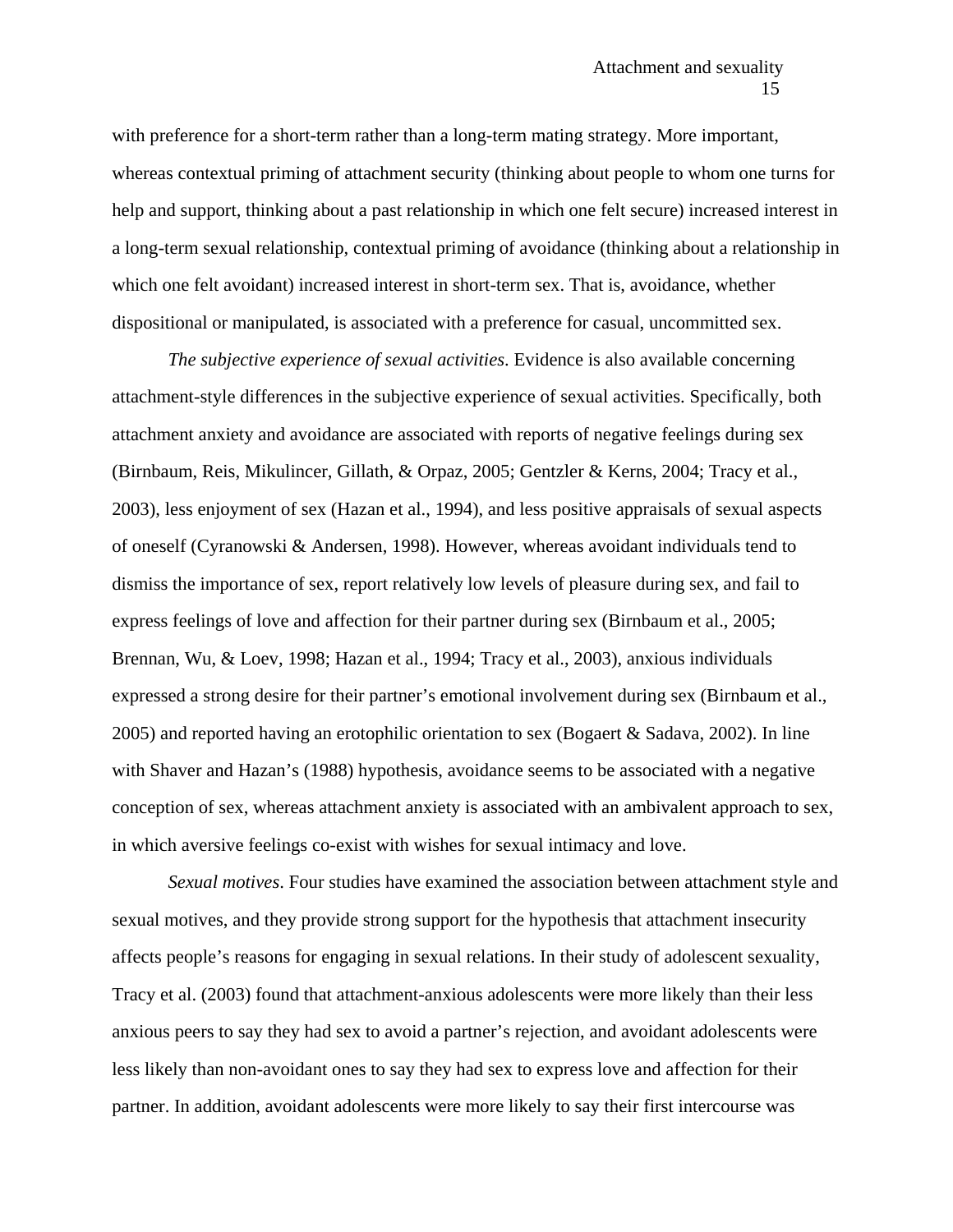with preference for a short-term rather than a long-term mating strategy. More important, whereas contextual priming of attachment security (thinking about people to whom one turns for help and support, thinking about a past relationship in which one felt secure) increased interest in a long-term sexual relationship, contextual priming of avoidance (thinking about a relationship in which one felt avoidant) increased interest in short-term sex. That is, avoidance, whether dispositional or manipulated, is associated with a preference for casual, uncommitted sex.

*The subjective experience of sexual activities*. Evidence is also available concerning attachment-style differences in the subjective experience of sexual activities. Specifically, both attachment anxiety and avoidance are associated with reports of negative feelings during sex (Birnbaum, Reis, Mikulincer, Gillath, & Orpaz, 2005; Gentzler & Kerns, 2004; Tracy et al., 2003), less enjoyment of sex (Hazan et al., 1994), and less positive appraisals of sexual aspects of oneself (Cyranowski & Andersen, 1998). However, whereas avoidant individuals tend to dismiss the importance of sex, report relatively low levels of pleasure during sex, and fail to express feelings of love and affection for their partner during sex (Birnbaum et al., 2005; Brennan, Wu, & Loev, 1998; Hazan et al., 1994; Tracy et al., 2003), anxious individuals expressed a strong desire for their partner's emotional involvement during sex (Birnbaum et al., 2005) and reported having an erotophilic orientation to sex (Bogaert & Sadava, 2002). In line with Shaver and Hazan's (1988) hypothesis, avoidance seems to be associated with a negative conception of sex, whereas attachment anxiety is associated with an ambivalent approach to sex, in which aversive feelings co-exist with wishes for sexual intimacy and love.

*Sexual motives*. Four studies have examined the association between attachment style and sexual motives, and they provide strong support for the hypothesis that attachment insecurity affects people's reasons for engaging in sexual relations. In their study of adolescent sexuality, Tracy et al. (2003) found that attachment-anxious adolescents were more likely than their less anxious peers to say they had sex to avoid a partner's rejection, and avoidant adolescents were less likely than non-avoidant ones to say they had sex to express love and affection for their partner. In addition, avoidant adolescents were more likely to say their first intercourse was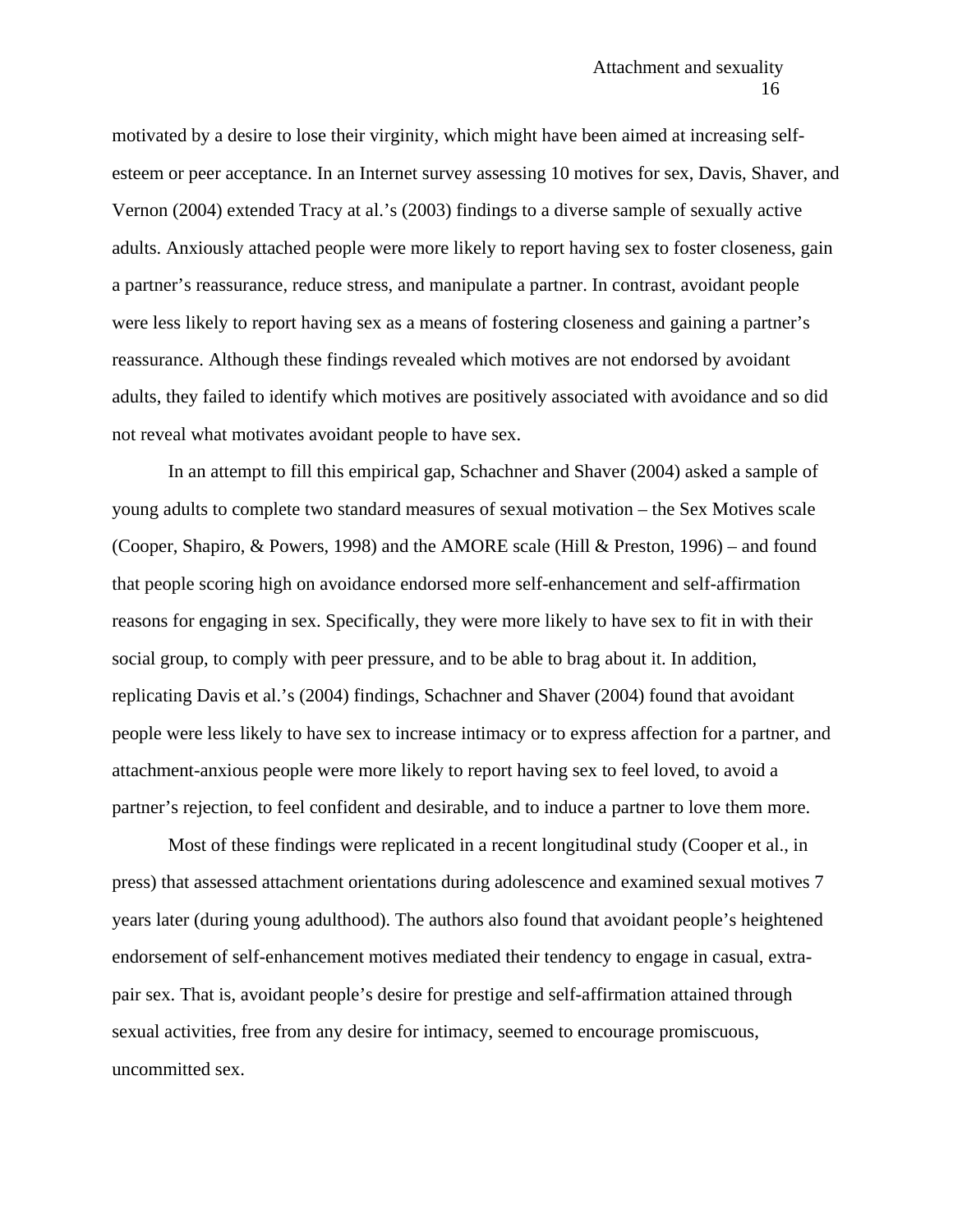motivated by a desire to lose their virginity, which might have been aimed at increasing self-esteem or peer acceptance. In an Internet survey assessing 10 motives for sex, Davis, Shaver, and Vernon (2004) extended Tracy at al.'s (2003) findings to a diverse sample of sexually active adults. Anxiously attached people were more likely to report having sex to foster closeness, gain a partner's reassurance, reduce stress, and manipulate a partner. In contrast, avoidant people were less likely to report having sex as a means of fostering closeness and gaining a partner's reassurance. Although these findings revealed which motives are not endorsed by avoidant adults, they failed to identify which motives are positively associated with avoidance and so did not reveal what motivates avoidant people to have sex.

In an attempt to fill this empirical gap, Schachner and Shaver (2004) asked a sample of young adults to complete two standard measures of sexual motivation – the Sex Motives scale (Cooper, Shapiro, & Powers, 1998) and the AMORE scale (Hill & Preston, 1996) – and found that people scoring high on avoidance endorsed more self-enhancement and self-affirmation reasons for engaging in sex. Specifically, they were more likely to have sex to fit in with their social group, to comply with peer pressure, and to be able to brag about it. In addition, replicating Davis et al.'s (2004) findings, Schachner and Shaver (2004) found that avoidant people were less likely to have sex to increase intimacy or to express affection for a partner, and attachment-anxious people were more likely to report having sex to feel loved, to avoid a partner's rejection, to feel confident and desirable, and to induce a partner to love them more.

Most of these findings were replicated in a recent longitudinal study (Cooper et al., in press) that assessed attachment orientations during adolescence and examined sexual motives 7 years later (during young adulthood). The authors also found that avoidant people's heightened endorsement of self-enhancement motives mediated their tendency to engage in casual, extra-pair sex. That is, avoidant people's desire for prestige and self-affirmation attained through sexual activities, free from any desire for intimacy, seemed to encourage promiscuous, uncommitted sex.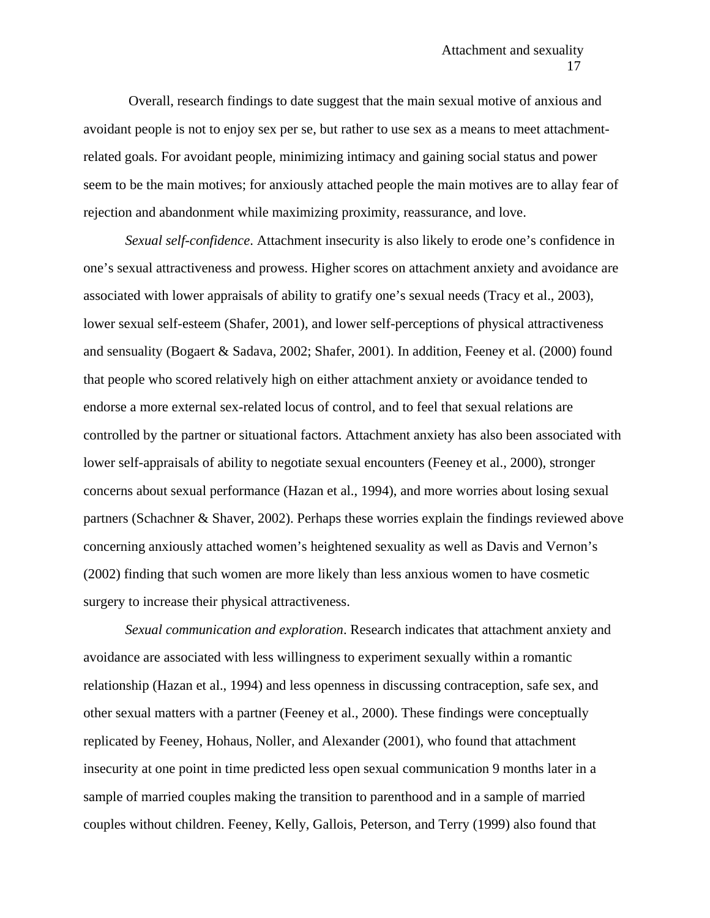Overall, research findings to date suggest that the main sexual motive of anxious and avoidant people is not to enjoy sex per se, but rather to use sex as a means to meet attachment-related goals. For avoidant people, minimizing intimacy and gaining social status and power seem to be the main motives; for anxiously attached people the main motives are to allay fear of rejection and abandonment while maximizing proximity, reassurance, and love.

*Sexual self-confidence*. Attachment insecurity is also likely to erode one's confidence in one's sexual attractiveness and prowess. Higher scores on attachment anxiety and avoidance are associated with lower appraisals of ability to gratify one's sexual needs (Tracy et al., 2003), lower sexual self-esteem (Shafer, 2001), and lower self-perceptions of physical attractiveness and sensuality (Bogaert & Sadava, 2002; Shafer, 2001). In addition, Feeney et al. (2000) found that people who scored relatively high on either attachment anxiety or avoidance tended to endorse a more external sex-related locus of control, and to feel that sexual relations are controlled by the partner or situational factors. Attachment anxiety has also been associated with lower self-appraisals of ability to negotiate sexual encounters (Feeney et al., 2000), stronger concerns about sexual performance (Hazan et al., 1994), and more worries about losing sexual partners (Schachner & Shaver, 2002). Perhaps these worries explain the findings reviewed above concerning anxiously attached women's heightened sexuality as well as Davis and Vernon's (2002) finding that such women are more likely than less anxious women to have cosmetic surgery to increase their physical attractiveness.

*Sexual communication and exploration*. Research indicates that attachment anxiety and avoidance are associated with less willingness to experiment sexually within a romantic relationship (Hazan et al., 1994) and less openness in discussing contraception, safe sex, and other sexual matters with a partner (Feeney et al., 2000). These findings were conceptually replicated by Feeney, Hohaus, Noller, and Alexander (2001), who found that attachment insecurity at one point in time predicted less open sexual communication 9 months later in a sample of married couples making the transition to parenthood and in a sample of married couples without children. Feeney, Kelly, Gallois, Peterson, and Terry (1999) also found that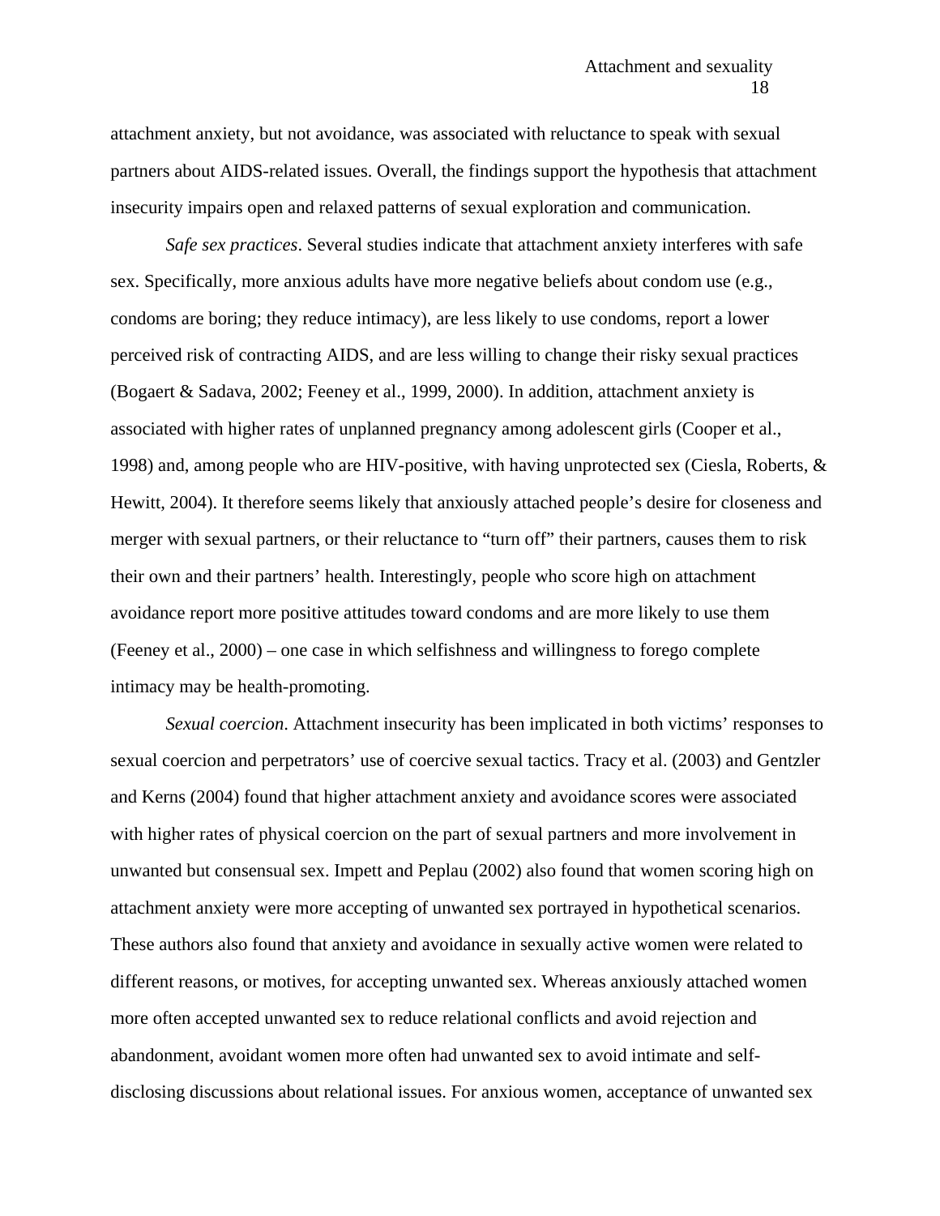attachment anxiety, but not avoidance, was associated with reluctance to speak with sexual partners about AIDS-related issues. Overall, the findings support the hypothesis that attachment insecurity impairs open and relaxed patterns of sexual exploration and communication.

*Safe sex practices*. Several studies indicate that attachment anxiety interferes with safe sex. Specifically, more anxious adults have more negative beliefs about condom use (e.g., condoms are boring; they reduce intimacy), are less likely to use condoms, report a lower perceived risk of contracting AIDS, and are less willing to change their risky sexual practices (Bogaert & Sadava, 2002; Feeney et al., 1999, 2000). In addition, attachment anxiety is associated with higher rates of unplanned pregnancy among adolescent girls (Cooper et al., 1998) and, among people who are HIV-positive, with having unprotected sex (Ciesla, Roberts, & Hewitt, 2004). It therefore seems likely that anxiously attached people's desire for closeness and merger with sexual partners, or their reluctance to "turn off" their partners, causes them to risk their own and their partners' health. Interestingly, people who score high on attachment avoidance report more positive attitudes toward condoms and are more likely to use them (Feeney et al., 2000) – one case in which selfishness and willingness to forego complete intimacy may be health-promoting.

*Sexual coercion*. Attachment insecurity has been implicated in both victims' responses to sexual coercion and perpetrators' use of coercive sexual tactics. Tracy et al. (2003) and Gentzler and Kerns (2004) found that higher attachment anxiety and avoidance scores were associated with higher rates of physical coercion on the part of sexual partners and more involvement in unwanted but consensual sex. Impett and Peplau (2002) also found that women scoring high on attachment anxiety were more accepting of unwanted sex portrayed in hypothetical scenarios. These authors also found that anxiety and avoidance in sexually active women were related to different reasons, or motives, for accepting unwanted sex. Whereas anxiously attached women more often accepted unwanted sex to reduce relational conflicts and avoid rejection and abandonment, avoidant women more often had unwanted sex to avoid intimate and self-disclosing discussions about relational issues. For anxious women, acceptance of unwanted sex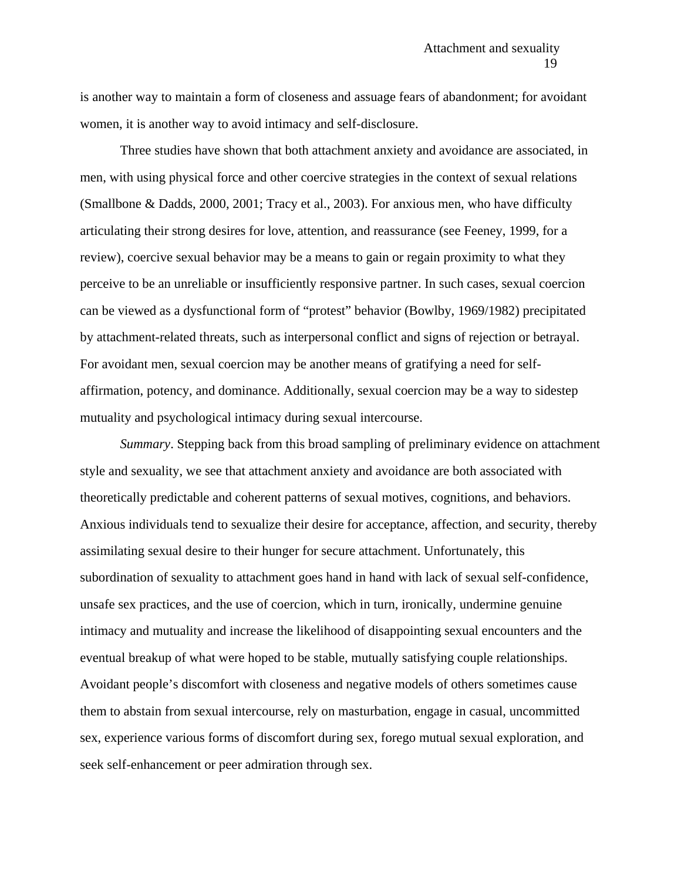is another way to maintain a form of closeness and assuage fears of abandonment; for avoidant women, it is another way to avoid intimacy and self-disclosure.

Three studies have shown that both attachment anxiety and avoidance are associated, in men, with using physical force and other coercive strategies in the context of sexual relations (Smallbone & Dadds, 2000, 2001; Tracy et al., 2003). For anxious men, who have difficulty articulating their strong desires for love, attention, and reassurance (see Feeney, 1999, for a review), coercive sexual behavior may be a means to gain or regain proximity to what they perceive to be an unreliable or insufficiently responsive partner. In such cases, sexual coercion can be viewed as a dysfunctional form of "protest" behavior (Bowlby, 1969/1982) precipitated by attachment-related threats, such as interpersonal conflict and signs of rejection or betrayal. For avoidant men, sexual coercion may be another means of gratifying a need for self-affirmation, potency, and dominance. Additionally, sexual coercion may be a way to sidestep mutuality and psychological intimacy during sexual intercourse.

*Summary*. Stepping back from this broad sampling of preliminary evidence on attachment style and sexuality, we see that attachment anxiety and avoidance are both associated with theoretically predictable and coherent patterns of sexual motives, cognitions, and behaviors. Anxious individuals tend to sexualize their desire for acceptance, affection, and security, thereby assimilating sexual desire to their hunger for secure attachment. Unfortunately, this subordination of sexuality to attachment goes hand in hand with lack of sexual self-confidence, unsafe sex practices, and the use of coercion, which in turn, ironically, undermine genuine intimacy and mutuality and increase the likelihood of disappointing sexual encounters and the eventual breakup of what were hoped to be stable, mutually satisfying couple relationships. Avoidant people's discomfort with closeness and negative models of others sometimes cause them to abstain from sexual intercourse, rely on masturbation, engage in casual, uncommitted sex, experience various forms of discomfort during sex, forego mutual sexual exploration, and seek self-enhancement or peer admiration through sex.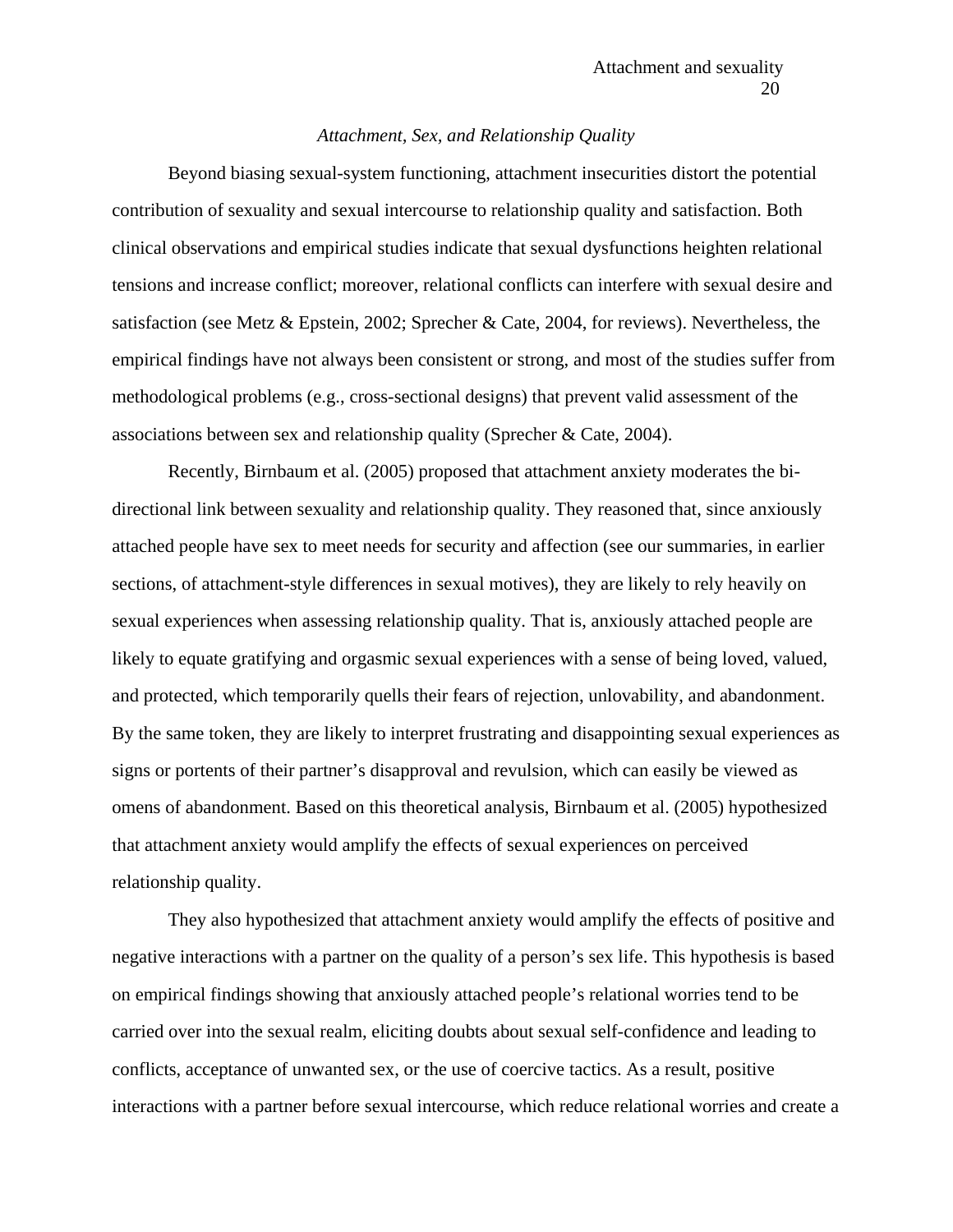### *Attachment, Sex, and Relationship Quality*

Beyond biasing sexual-system functioning, attachment insecurities distort the potential contribution of sexuality and sexual intercourse to relationship quality and satisfaction. Both clinical observations and empirical studies indicate that sexual dysfunctions heighten relational tensions and increase conflict; moreover, relational conflicts can interfere with sexual desire and satisfaction (see Metz & Epstein, 2002; Sprecher & Cate, 2004, for reviews). Nevertheless, the empirical findings have not always been consistent or strong, and most of the studies suffer from methodological problems (e.g., cross-sectional designs) that prevent valid assessment of the associations between sex and relationship quality (Sprecher & Cate, 2004).

Recently, Birnbaum et al. (2005) proposed that attachment anxiety moderates the bi-directional link between sexuality and relationship quality. They reasoned that, since anxiously attached people have sex to meet needs for security and affection (see our summaries, in earlier sections, of attachment-style differences in sexual motives), they are likely to rely heavily on sexual experiences when assessing relationship quality. That is, anxiously attached people are likely to equate gratifying and orgasmic sexual experiences with a sense of being loved, valued, and protected, which temporarily quells their fears of rejection, unlovability, and abandonment. By the same token, they are likely to interpret frustrating and disappointing sexual experiences as signs or portents of their partner's disapproval and revulsion, which can easily be viewed as omens of abandonment. Based on this theoretical analysis, Birnbaum et al. (2005) hypothesized that attachment anxiety would amplify the effects of sexual experiences on perceived relationship quality.

They also hypothesized that attachment anxiety would amplify the effects of positive and negative interactions with a partner on the quality of a person's sex life. This hypothesis is based on empirical findings showing that anxiously attached people's relational worries tend to be carried over into the sexual realm, eliciting doubts about sexual self-confidence and leading to conflicts, acceptance of unwanted sex, or the use of coercive tactics. As a result, positive interactions with a partner before sexual intercourse, which reduce relational worries and create a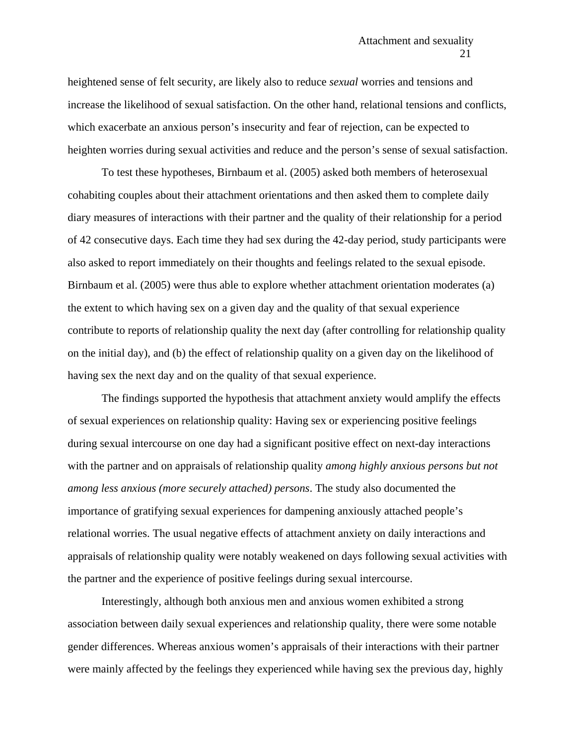heightened sense of felt security, are likely also to reduce *sexual* worries and tensions and increase the likelihood of sexual satisfaction. On the other hand, relational tensions and conflicts, which exacerbate an anxious person's insecurity and fear of rejection, can be expected to heighten worries during sexual activities and reduce and the person's sense of sexual satisfaction.

To test these hypotheses, Birnbaum et al. (2005) asked both members of heterosexual cohabiting couples about their attachment orientations and then asked them to complete daily diary measures of interactions with their partner and the quality of their relationship for a period of 42 consecutive days. Each time they had sex during the 42-day period, study participants were also asked to report immediately on their thoughts and feelings related to the sexual episode. Birnbaum et al. (2005) were thus able to explore whether attachment orientation moderates (a) the extent to which having sex on a given day and the quality of that sexual experience contribute to reports of relationship quality the next day (after controlling for relationship quality on the initial day), and (b) the effect of relationship quality on a given day on the likelihood of having sex the next day and on the quality of that sexual experience.

The findings supported the hypothesis that attachment anxiety would amplify the effects of sexual experiences on relationship quality: Having sex or experiencing positive feelings during sexual intercourse on one day had a significant positive effect on next-day interactions with the partner and on appraisals of relationship quality *among highly anxious persons but not among less anxious (more securely attached) persons*. The study also documented the importance of gratifying sexual experiences for dampening anxiously attached people's relational worries. The usual negative effects of attachment anxiety on daily interactions and appraisals of relationship quality were notably weakened on days following sexual activities with the partner and the experience of positive feelings during sexual intercourse.

Interestingly, although both anxious men and anxious women exhibited a strong association between daily sexual experiences and relationship quality, there were some notable gender differences. Whereas anxious women's appraisals of their interactions with their partner were mainly affected by the feelings they experienced while having sex the previous day, highly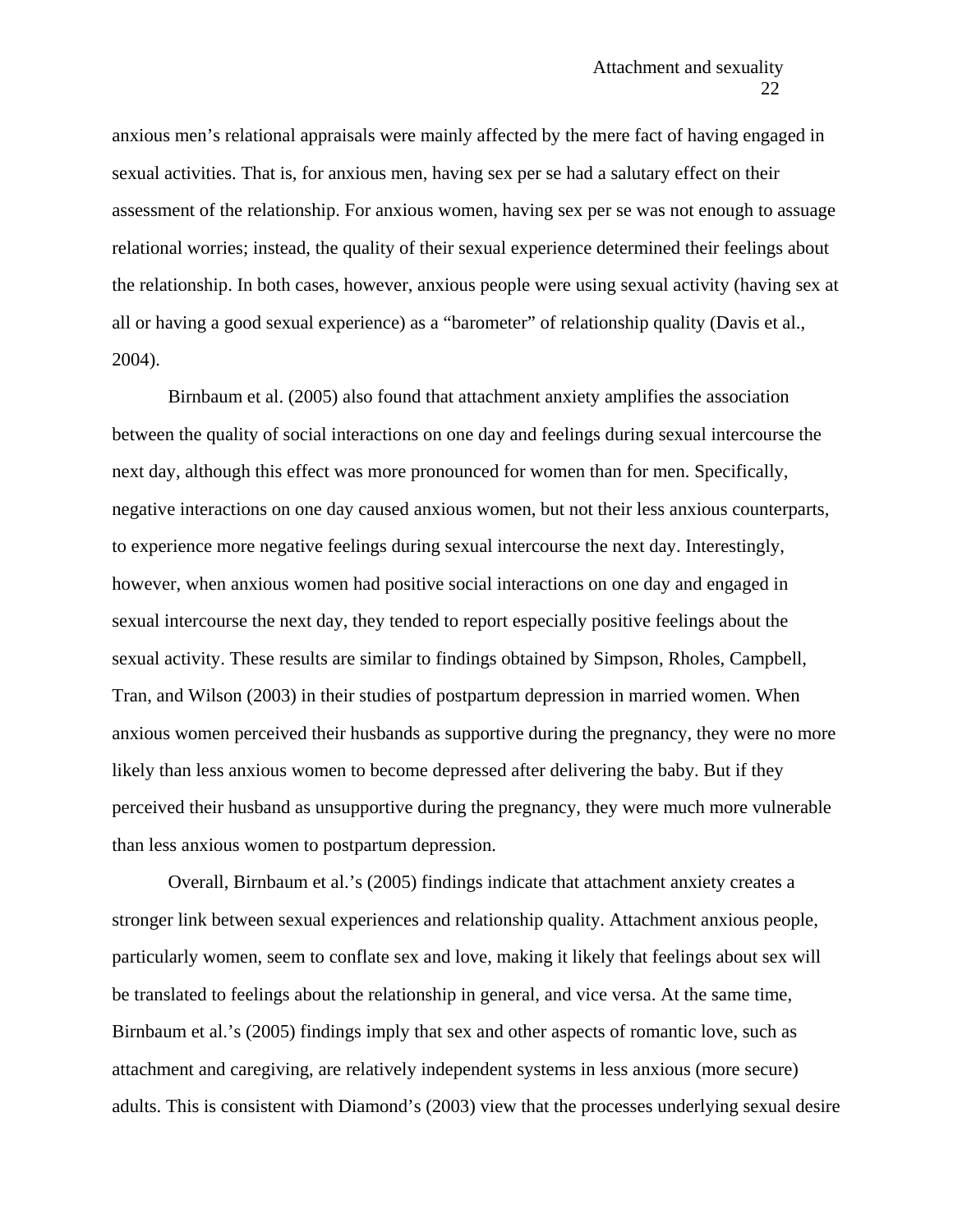anxious men's relational appraisals were mainly affected by the mere fact of having engaged in sexual activities. That is, for anxious men, having sex per se had a salutary effect on their assessment of the relationship. For anxious women, having sex per se was not enough to assuage relational worries; instead, the quality of their sexual experience determined their feelings about the relationship. In both cases, however, anxious people were using sexual activity (having sex at all or having a good sexual experience) as a "barometer" of relationship quality (Davis et al., 2004).

Birnbaum et al. (2005) also found that attachment anxiety amplifies the association between the quality of social interactions on one day and feelings during sexual intercourse the next day, although this effect was more pronounced for women than for men. Specifically, negative interactions on one day caused anxious women, but not their less anxious counterparts, to experience more negative feelings during sexual intercourse the next day. Interestingly, however, when anxious women had positive social interactions on one day and engaged in sexual intercourse the next day, they tended to report especially positive feelings about the sexual activity. These results are similar to findings obtained by Simpson, Rholes, Campbell, Tran, and Wilson (2003) in their studies of postpartum depression in married women. When anxious women perceived their husbands as supportive during the pregnancy, they were no more likely than less anxious women to become depressed after delivering the baby. But if they perceived their husband as unsupportive during the pregnancy, they were much more vulnerable than less anxious women to postpartum depression.

Overall, Birnbaum et al.'s (2005) findings indicate that attachment anxiety creates a stronger link between sexual experiences and relationship quality. Attachment anxious people, particularly women, seem to conflate sex and love, making it likely that feelings about sex will be translated to feelings about the relationship in general, and vice versa. At the same time, Birnbaum et al.'s (2005) findings imply that sex and other aspects of romantic love, such as attachment and caregiving, are relatively independent systems in less anxious (more secure) adults. This is consistent with Diamond's (2003) view that the processes underlying sexual desire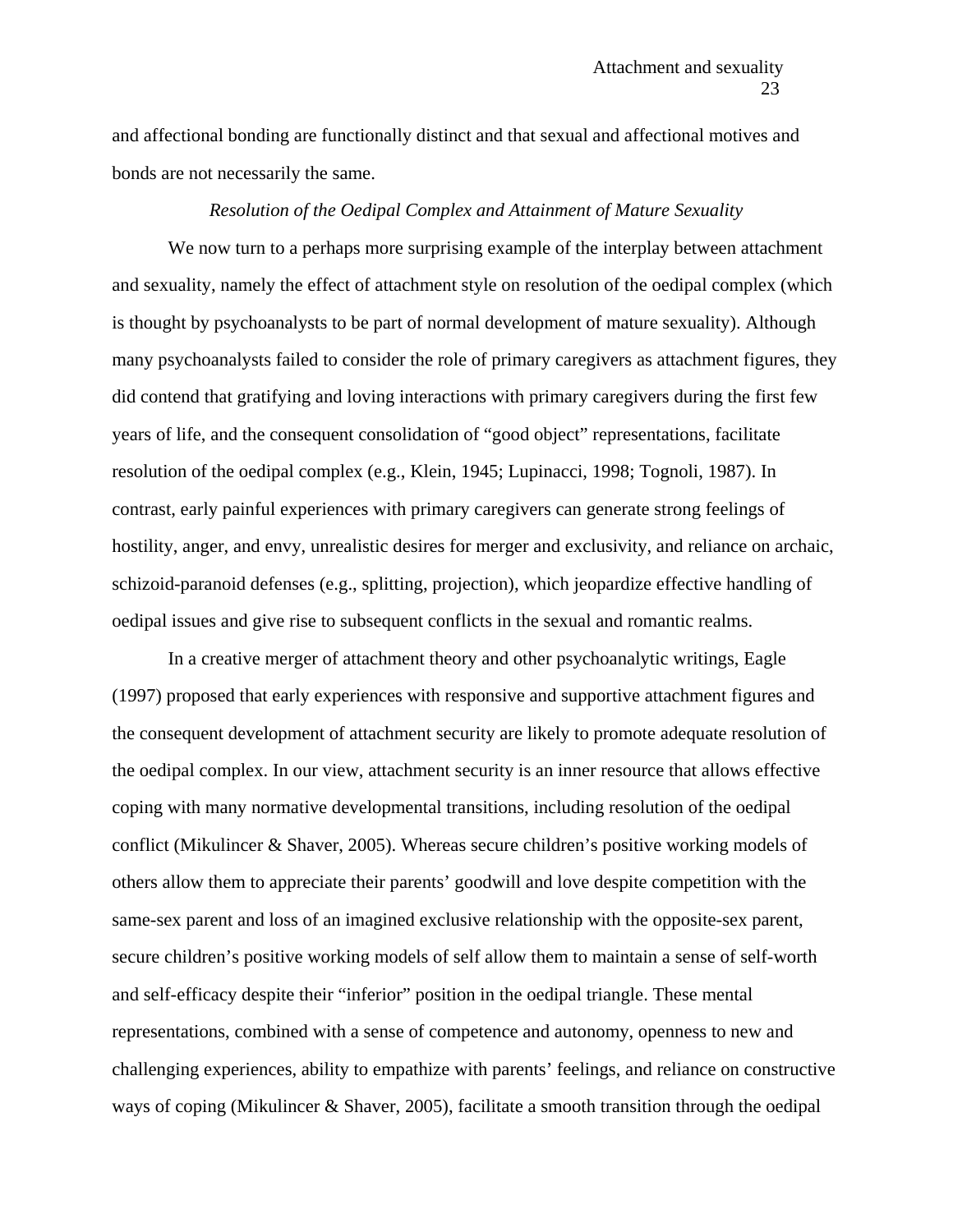and affectional bonding are functionally distinct and that sexual and affectional motives and bonds are not necessarily the same.

### *Resolution of the Oedipal Complex and Attainment of Mature Sexuality*

We now turn to a perhaps more surprising example of the interplay between attachment and sexuality, namely the effect of attachment style on resolution of the oedipal complex (which is thought by psychoanalysts to be part of normal development of mature sexuality). Although many psychoanalysts failed to consider the role of primary caregivers as attachment figures, they did contend that gratifying and loving interactions with primary caregivers during the first few years of life, and the consequent consolidation of "good object" representations, facilitate resolution of the oedipal complex (e.g., Klein, 1945; Lupinacci, 1998; Tognoli, 1987). In contrast, early painful experiences with primary caregivers can generate strong feelings of hostility, anger, and envy, unrealistic desires for merger and exclusivity, and reliance on archaic, schizoid-paranoid defenses (e.g., splitting, projection), which jeopardize effective handling of oedipal issues and give rise to subsequent conflicts in the sexual and romantic realms.

In a creative merger of attachment theory and other psychoanalytic writings, Eagle (1997) proposed that early experiences with responsive and supportive attachment figures and the consequent development of attachment security are likely to promote adequate resolution of the oedipal complex. In our view, attachment security is an inner resource that allows effective coping with many normative developmental transitions, including resolution of the oedipal conflict (Mikulincer & Shaver, 2005). Whereas secure children's positive working models of others allow them to appreciate their parents' goodwill and love despite competition with the same-sex parent and loss of an imagined exclusive relationship with the opposite-sex parent, secure children's positive working models of self allow them to maintain a sense of self-worth and self-efficacy despite their "inferior" position in the oedipal triangle. These mental representations, combined with a sense of competence and autonomy, openness to new and challenging experiences, ability to empathize with parents' feelings, and reliance on constructive ways of coping (Mikulincer & Shaver, 2005), facilitate a smooth transition through the oedipal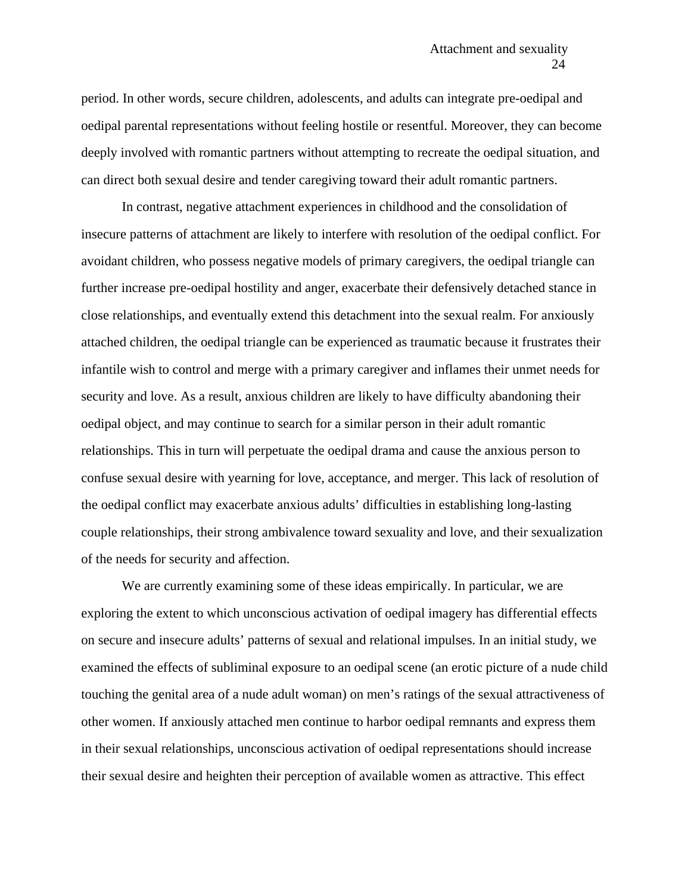period. In other words, secure children, adolescents, and adults can integrate pre-oedipal and oedipal parental representations without feeling hostile or resentful. Moreover, they can become deeply involved with romantic partners without attempting to recreate the oedipal situation, and can direct both sexual desire and tender caregiving toward their adult romantic partners.

In contrast, negative attachment experiences in childhood and the consolidation of insecure patterns of attachment are likely to interfere with resolution of the oedipal conflict. For avoidant children, who possess negative models of primary caregivers, the oedipal triangle can further increase pre-oedipal hostility and anger, exacerbate their defensively detached stance in close relationships, and eventually extend this detachment into the sexual realm. For anxiously attached children, the oedipal triangle can be experienced as traumatic because it frustrates their infantile wish to control and merge with a primary caregiver and inflames their unmet needs for security and love. As a result, anxious children are likely to have difficulty abandoning their oedipal object, and may continue to search for a similar person in their adult romantic relationships. This in turn will perpetuate the oedipal drama and cause the anxious person to confuse sexual desire with yearning for love, acceptance, and merger. This lack of resolution of the oedipal conflict may exacerbate anxious adults' difficulties in establishing long-lasting couple relationships, their strong ambivalence toward sexuality and love, and their sexualization of the needs for security and affection.

We are currently examining some of these ideas empirically. In particular, we are exploring the extent to which unconscious activation of oedipal imagery has differential effects on secure and insecure adults' patterns of sexual and relational impulses. In an initial study, we examined the effects of subliminal exposure to an oedipal scene (an erotic picture of a nude child touching the genital area of a nude adult woman) on men's ratings of the sexual attractiveness of other women. If anxiously attached men continue to harbor oedipal remnants and express them in their sexual relationships, unconscious activation of oedipal representations should increase their sexual desire and heighten their perception of available women as attractive. This effect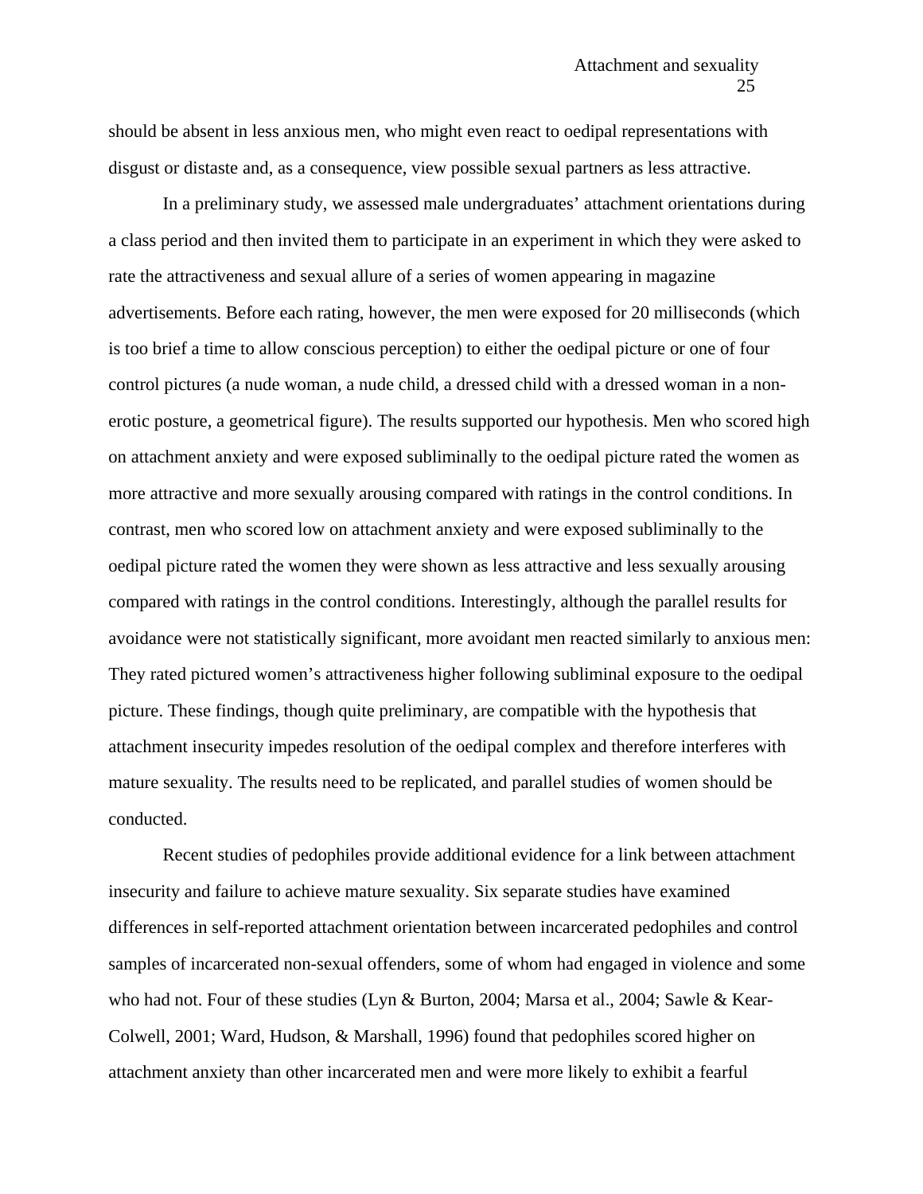should be absent in less anxious men, who might even react to oedipal representations with disgust or distaste and, as a consequence, view possible sexual partners as less attractive.

In a preliminary study, we assessed male undergraduates' attachment orientations during a class period and then invited them to participate in an experiment in which they were asked to rate the attractiveness and sexual allure of a series of women appearing in magazine advertisements. Before each rating, however, the men were exposed for 20 milliseconds (which is too brief a time to allow conscious perception) to either the oedipal picture or one of four control pictures (a nude woman, a nude child, a dressed child with a dressed woman in a non-erotic posture, a geometrical figure). The results supported our hypothesis. Men who scored high on attachment anxiety and were exposed subliminally to the oedipal picture rated the women as more attractive and more sexually arousing compared with ratings in the control conditions. In contrast, men who scored low on attachment anxiety and were exposed subliminally to the oedipal picture rated the women they were shown as less attractive and less sexually arousing compared with ratings in the control conditions. Interestingly, although the parallel results for avoidance were not statistically significant, more avoidant men reacted similarly to anxious men: They rated pictured women's attractiveness higher following subliminal exposure to the oedipal picture. These findings, though quite preliminary, are compatible with the hypothesis that attachment insecurity impedes resolution of the oedipal complex and therefore interferes with mature sexuality. The results need to be replicated, and parallel studies of women should be conducted.

Recent studies of pedophiles provide additional evidence for a link between attachment insecurity and failure to achieve mature sexuality. Six separate studies have examined differences in self-reported attachment orientation between incarcerated pedophiles and control samples of incarcerated non-sexual offenders, some of whom had engaged in violence and some who had not. Four of these studies (Lyn & Burton, 2004; Marsa et al., 2004; Sawle & Kear-Colwell, 2001; Ward, Hudson, & Marshall, 1996) found that pedophiles scored higher on attachment anxiety than other incarcerated men and were more likely to exhibit a fearful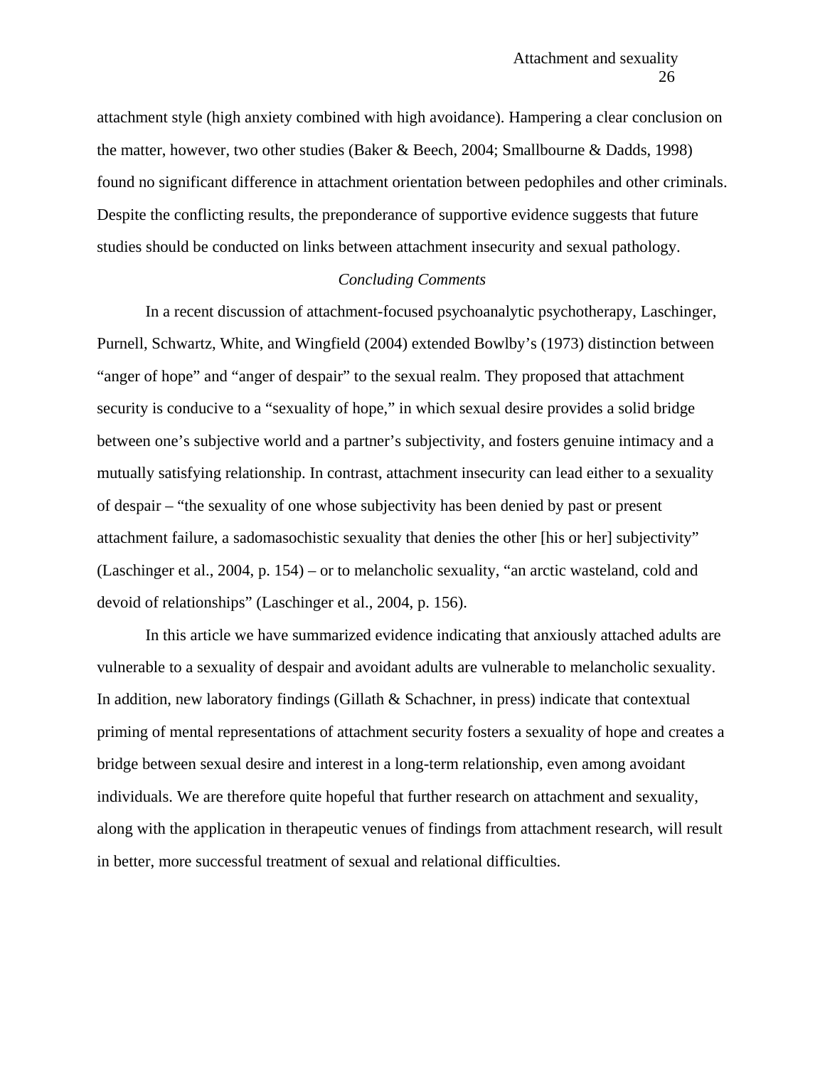attachment style (high anxiety combined with high avoidance). Hampering a clear conclusion on the matter, however, two other studies (Baker & Beech, 2004; Smallbourne & Dadds, 1998) found no significant difference in attachment orientation between pedophiles and other criminals. Despite the conflicting results, the preponderance of supportive evidence suggests that future studies should be conducted on links between attachment insecurity and sexual pathology.

## *Concluding Comments*

In a recent discussion of attachment-focused psychoanalytic psychotherapy, Laschinger, Purnell, Schwartz, White, and Wingfield (2004) extended Bowlby's (1973) distinction between "anger of hope" and "anger of despair" to the sexual realm. They proposed that attachment security is conducive to a "sexuality of hope," in which sexual desire provides a solid bridge between one's subjective world and a partner's subjectivity, and fosters genuine intimacy and a mutually satisfying relationship. In contrast, attachment insecurity can lead either to a sexuality of despair – "the sexuality of one whose subjectivity has been denied by past or present attachment failure, a sadomasochistic sexuality that denies the other [his or her] subjectivity" (Laschinger et al., 2004, p. 154) – or to melancholic sexuality, "an arctic wasteland, cold and devoid of relationships" (Laschinger et al., 2004, p. 156).

In this article we have summarized evidence indicating that anxiously attached adults are vulnerable to a sexuality of despair and avoidant adults are vulnerable to melancholic sexuality. In addition, new laboratory findings (Gillath & Schachner, in press) indicate that contextual priming of mental representations of attachment security fosters a sexuality of hope and creates a bridge between sexual desire and interest in a long-term relationship, even among avoidant individuals. We are therefore quite hopeful that further research on attachment and sexuality, along with the application in therapeutic venues of findings from attachment research, will result in better, more successful treatment of sexual and relational difficulties.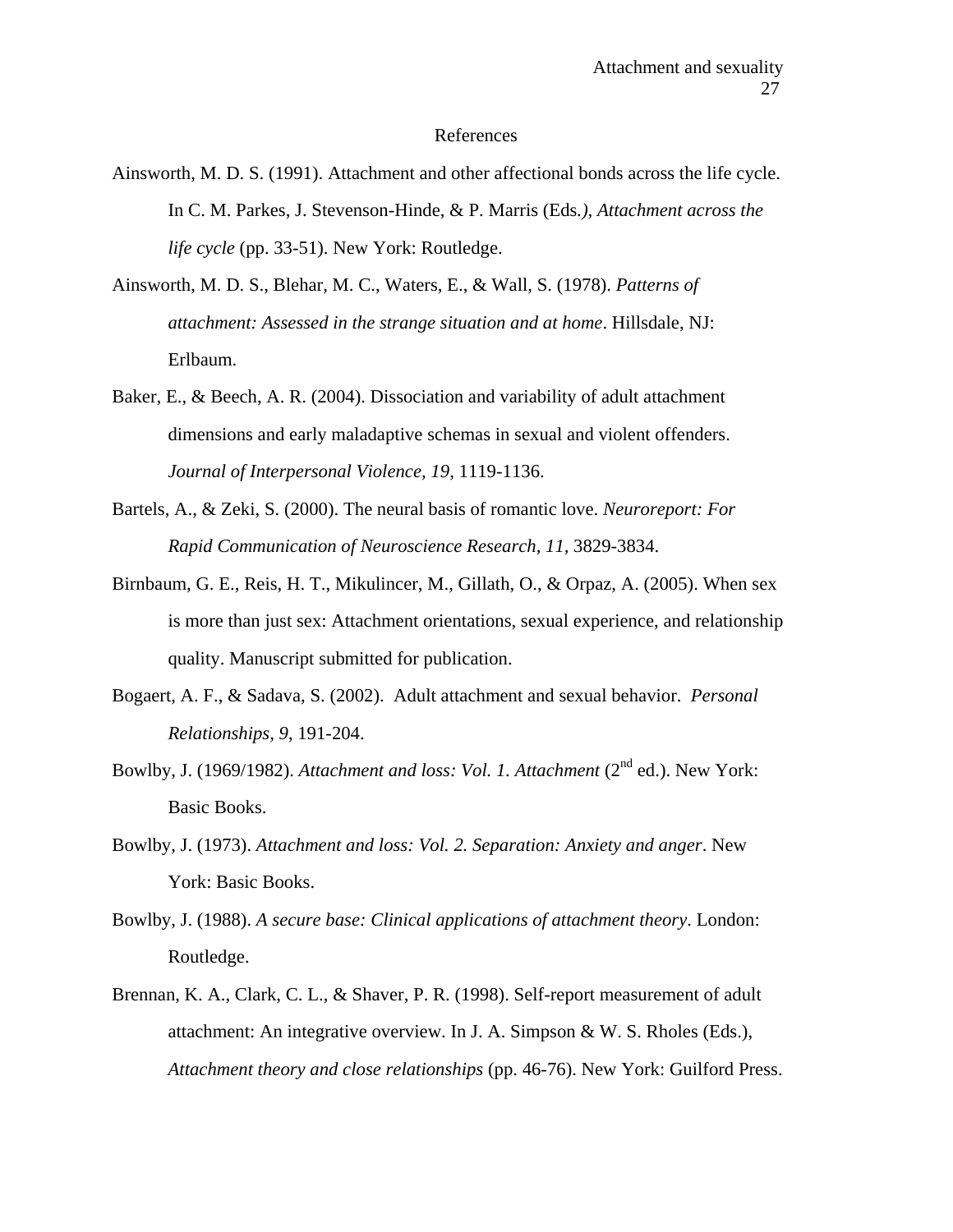# References

Ainsworth, M. D. S. (1991). Attachment and other affectional bonds across the life cycle. In C. M. Parkes, J. Stevenson-Hinde, & P. Marris (Eds.), *Attachment across the life cycle* (pp. 33-51). New York: Routledge.

Ainsworth, M. D. S., Blehar, M. C., Waters, E., & Wall, S. (1978). *Patterns of attachment: Assessed in the strange situation and at home*. Hillsdale, NJ: Erlbaum.

Baker, E., & Beech, A. R. (2004). Dissociation and variability of adult attachment dimensions and early maladaptive schemas in sexual and violent offenders. *Journal of Interpersonal Violence, 19*, 1119-1136.

Bartels, A., & Zeki, S. (2000). The neural basis of romantic love. *Neuroreport: For Rapid Communication of Neuroscience Research, 11*, 3829-3834.

Birnbaum, G. E., Reis, H. T., Mikulincer, M., Gillath, O., & Orpaz, A. (2005). When sex is more than just sex: Attachment orientations, sexual experience, and relationship quality. Manuscript submitted for publication.

Bogaert, A. F., & Sadava, S. (2002). Adult attachment and sexual behavior. *Personal Relationships, 9*, 191-204.

Bowlby, J. (1969/1982). *Attachment and loss: Vol. 1. Attachment* (2nd ed.). New York: Basic Books.

Bowlby, J. (1973). *Attachment and loss: Vol. 2. Separation: Anxiety and anger*. New York: Basic Books.

Bowlby, J. (1988). *A secure base: Clinical applications of attachment theory*. London: Routledge.

Brennan, K. A., Clark, C. L., & Shaver, P. R. (1998). Self-report measurement of adult attachment: An integrative overview. In J. A. Simpson & W. S. Rholes (Eds.), *Attachment theory and close relationships* (pp. 46-76). New York: Guilford Press.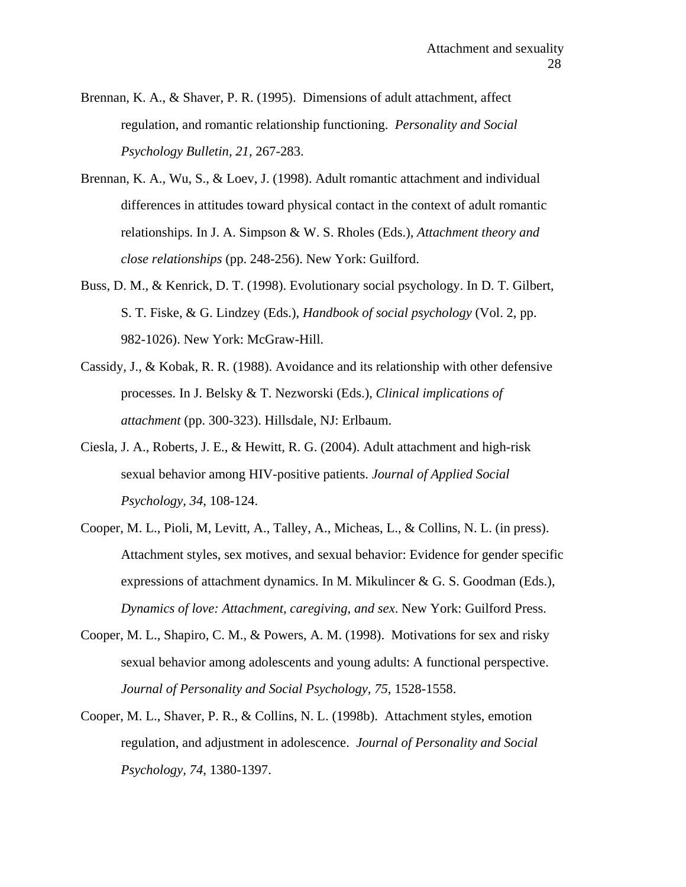Brennan, K. A., & Shaver, P. R. (1995). Dimensions of adult attachment, affect regulation, and romantic relationship functioning. *Personality and Social Psychology Bulletin, 21*, 267-283.

Brennan, K. A., Wu, S., & Loev, J. (1998). Adult romantic attachment and individual differences in attitudes toward physical contact in the context of adult romantic relationships. In J. A. Simpson & W. S. Rholes (Eds.), *Attachment theory and close relationships* (pp. 248-256). New York: Guilford.

Buss, D. M., & Kenrick, D. T. (1998). Evolutionary social psychology. In D. T. Gilbert, S. T. Fiske, & G. Lindzey (Eds.), *Handbook of social psychology* (Vol. 2, pp. 982-1026). New York: McGraw-Hill.

Cassidy, J., & Kobak, R. R. (1988). Avoidance and its relationship with other defensive processes. In J. Belsky & T. Nezworski (Eds.), *Clinical implications of attachment* (pp. 300-323). Hillsdale, NJ: Erlbaum.

Ciesla, J. A., Roberts, J. E., & Hewitt, R. G. (2004). Adult attachment and high-risk sexual behavior among HIV-positive patients. *Journal of Applied Social Psychology, 34*, 108-124.

Cooper, M. L., Pioli, M, Levitt, A., Talley, A., Micheas, L., & Collins, N. L. (in press). Attachment styles, sex motives, and sexual behavior: Evidence for gender specific expressions of attachment dynamics. In M. Mikulincer & G. S. Goodman (Eds.), *Dynamics of love: Attachment, caregiving, and sex*. New York: Guilford Press.

Cooper, M. L., Shapiro, C. M., & Powers, A. M. (1998). Motivations for sex and risky sexual behavior among adolescents and young adults: A functional perspective. *Journal of Personality and Social Psychology, 75*, 1528-1558.

Cooper, M. L., Shaver, P. R., & Collins, N. L. (1998b). Attachment styles, emotion regulation, and adjustment in adolescence. *Journal of Personality and Social Psychology, 74*, 1380-1397.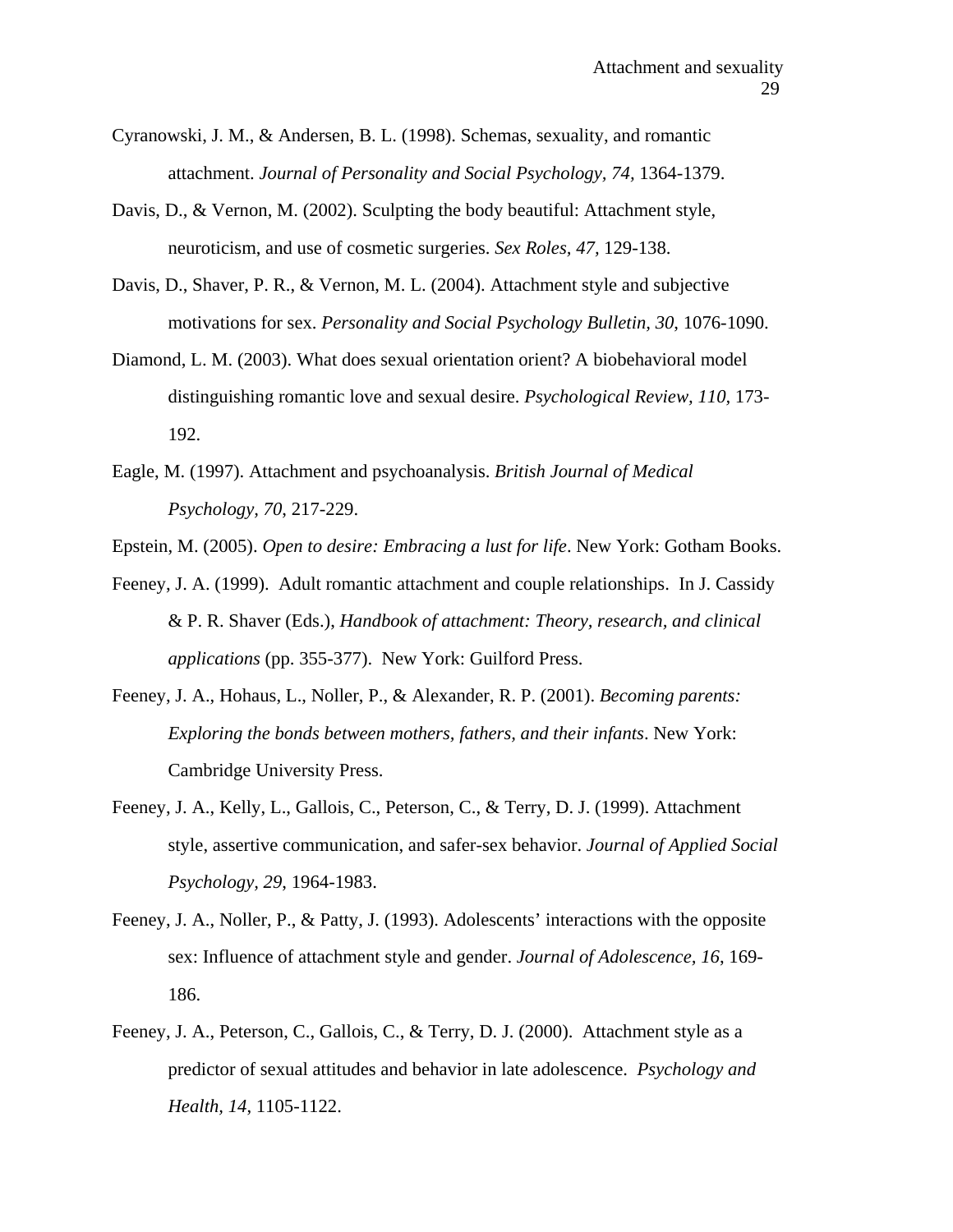Cyranowski, J. M., & Andersen, B. L. (1998). Schemas, sexuality, and romantic attachment. *Journal of Personality and Social Psychology, 74,* 1364-1379.

Davis, D., & Vernon, M. (2002). Sculpting the body beautiful: Attachment style, neuroticism, and use of cosmetic surgeries. *Sex Roles, 47,* 129-138.

Davis, D., Shaver, P. R., & Vernon, M. L. (2004). Attachment style and subjective motivations for sex. *Personality and Social Psychology Bulletin, 30,* 1076-1090.

Diamond, L. M. (2003). What does sexual orientation orient? A biobehavioral model distinguishing romantic love and sexual desire. *Psychological Review, 110,* 173-192.

Eagle, M. (1997). Attachment and psychoanalysis. *British Journal of Medical Psychology, 70,* 217-229.

Epstein, M. (2005). *Open to desire: Embracing a lust for life*. New York: Gotham Books.

Feeney, J. A. (1999). Adult romantic attachment and couple relationships. In J. Cassidy & P. R. Shaver (Eds.), *Handbook of attachment: Theory, research, and clinical applications* (pp. 355-377). New York: Guilford Press.

Feeney, J. A., Hohaus, L., Noller, P., & Alexander, R. P. (2001). *Becoming parents: Exploring the bonds between mothers, fathers, and their infants*. New York: Cambridge University Press.

Feeney, J. A., Kelly, L., Gallois, C., Peterson, C., & Terry, D. J. (1999). Attachment style, assertive communication, and safer-sex behavior. *Journal of Applied Social Psychology, 29*, 1964-1983.

Feeney, J. A., Noller, P., & Patty, J. (1993). Adolescents' interactions with the opposite sex: Influence of attachment style and gender. *Journal of Adolescence, 16,* 169-186.

Feeney, J. A., Peterson, C., Gallois, C., & Terry, D. J. (2000). Attachment style as a predictor of sexual attitudes and behavior in late adolescence. *Psychology and Health, 14*, 1105-1122.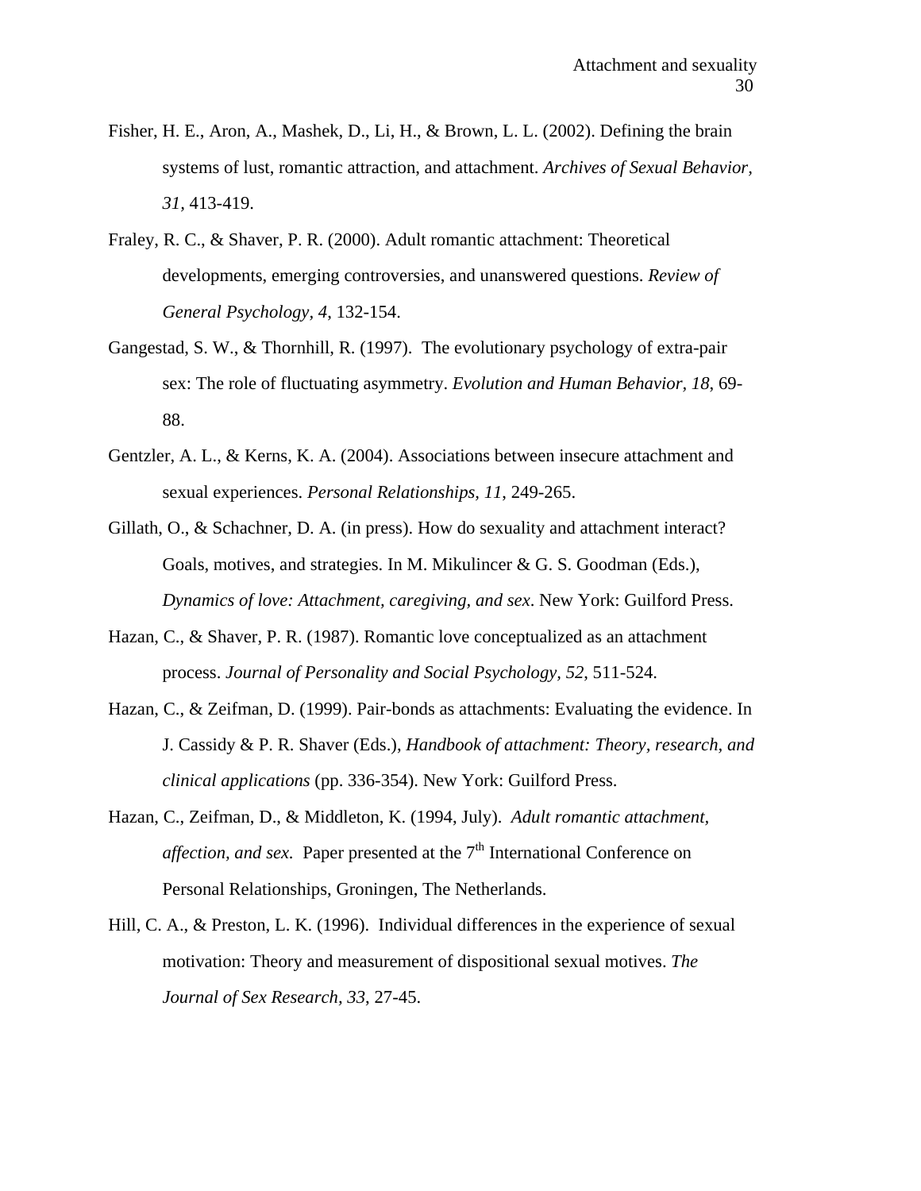Fisher, H. E., Aron, A., Mashek, D., Li, H., & Brown, L. L. (2002). Defining the brain systems of lust, romantic attraction, and attachment. *Archives of Sexual Behavior, 31,* 413-419.

Fraley, R. C., & Shaver, P. R. (2000). Adult romantic attachment: Theoretical developments, emerging controversies, and unanswered questions. *Review of General Psychology, 4,* 132-154.

Gangestad, S. W., & Thornhill, R. (1997). The evolutionary psychology of extra-pair sex: The role of fluctuating asymmetry. *Evolution and Human Behavior, 18,* 69-88.

Gentzler, A. L., & Kerns, K. A. (2004). Associations between insecure attachment and sexual experiences. *Personal Relationships, 11,* 249-265.

Gillath, O., & Schachner, D. A. (in press). How do sexuality and attachment interact? Goals, motives, and strategies. In M. Mikulincer & G. S. Goodman (Eds.), *Dynamics of love: Attachment, caregiving, and sex*. New York: Guilford Press.

Hazan, C., & Shaver, P. R. (1987). Romantic love conceptualized as an attachment process. *Journal of Personality and Social Psychology, 52,* 511-524.

Hazan, C., & Zeifman, D. (1999). Pair-bonds as attachments: Evaluating the evidence. In J. Cassidy & P. R. Shaver (Eds.), *Handbook of attachment: Theory, research, and clinical applications* (pp. 336-354). New York: Guilford Press.

Hazan, C., Zeifman, D., & Middleton, K. (1994, July). *Adult romantic attachment, affection, and sex.* Paper presented at the 7th International Conference on Personal Relationships, Groningen, The Netherlands.

Hill, C. A., & Preston, L. K. (1996). Individual differences in the experience of sexual motivation: Theory and measurement of dispositional sexual motives. *The Journal of Sex Research, 33,* 27-45.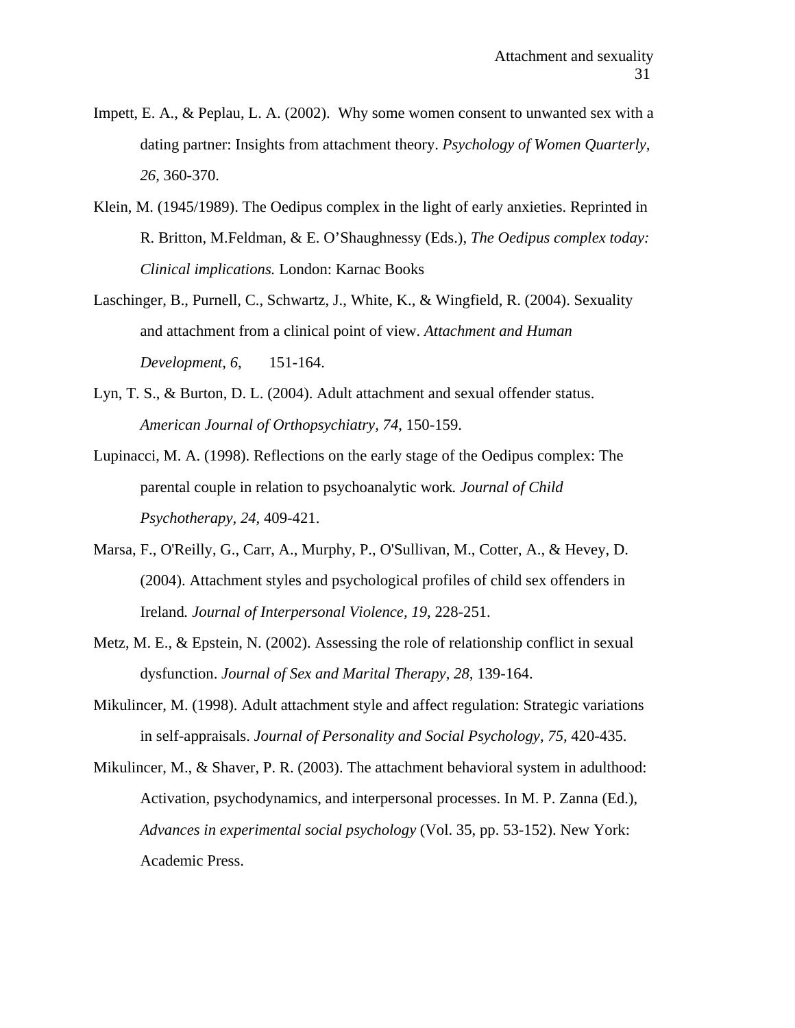Impett, E. A., & Peplau, L. A. (2002). Why some women consent to unwanted sex with a dating partner: Insights from attachment theory. *Psychology of Women Quarterly, 26*, 360-370.

Klein, M. (1945/1989). The Oedipus complex in the light of early anxieties. Reprinted in R. Britton, M.Feldman, & E. O'Shaughnessy (Eds.), *The Oedipus complex today: Clinical implications.* London: Karnac Books

Laschinger, B., Purnell, C., Schwartz, J., White, K., & Wingfield, R. (2004). Sexuality and attachment from a clinical point of view. *Attachment and Human Development, 6,* 151-164.

Lyn, T. S., & Burton, D. L. (2004). Adult attachment and sexual offender status. *American Journal of Orthopsychiatry, 74*, 150-159.

Lupinacci, M. A. (1998). Reflections on the early stage of the Oedipus complex: The parental couple in relation to psychoanalytic work*. Journal of Child Psychotherapy, 24*, 409-421.

Marsa, F., O'Reilly, G., Carr, A., Murphy, P., O'Sullivan, M., Cotter, A., & Hevey, D. (2004). Attachment styles and psychological profiles of child sex offenders in Ireland*. Journal of Interpersonal Violence, 19*, 228-251.

Metz, M. E., & Epstein, N. (2002). Assessing the role of relationship conflict in sexual dysfunction. *Journal of Sex and Marital Therapy, 28*, 139-164.

Mikulincer, M. (1998). Adult attachment style and affect regulation: Strategic variations in self-appraisals. *Journal of Personality and Social Psychology, 75*, 420-435.

Mikulincer, M., & Shaver, P. R. (2003). The attachment behavioral system in adulthood: Activation, psychodynamics, and interpersonal processes. In M. P. Zanna (Ed.), *Advances in experimental social psychology* (Vol. 35, pp. 53-152). New York: Academic Press.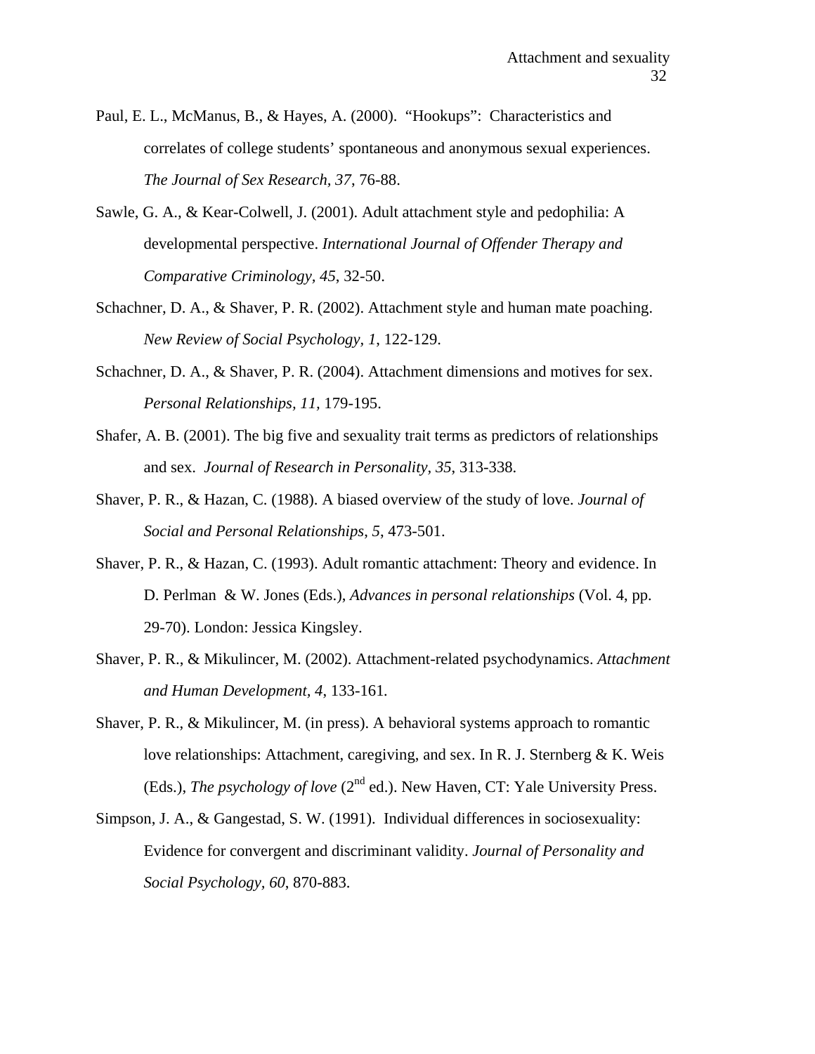Paul, E. L., McManus, B., & Hayes, A. (2000). "Hookups": Characteristics and correlates of college students' spontaneous and anonymous sexual experiences. *The Journal of Sex Research, 37*, 76-88.

Sawle, G. A., & Kear-Colwell, J. (2001). Adult attachment style and pedophilia: A developmental perspective. *International Journal of Offender Therapy and Comparative Criminology, 45*, 32-50.

Schachner, D. A., & Shaver, P. R. (2002). Attachment style and human mate poaching. *New Review of Social Psychology, 1*, 122-129.

Schachner, D. A., & Shaver, P. R. (2004). Attachment dimensions and motives for sex. *Personal Relationships, 11*, 179-195.

Shafer, A. B. (2001). The big five and sexuality trait terms as predictors of relationships and sex. *Journal of Research in Personality, 35*, 313-338.

Shaver, P. R., & Hazan, C. (1988). A biased overview of the study of love. *Journal of Social and Personal Relationships, 5*, 473-501.

Shaver, P. R., & Hazan, C. (1993). Adult romantic attachment: Theory and evidence. In D. Perlman & W. Jones (Eds.), *Advances in personal relationships* (Vol. 4, pp. 29-70). London: Jessica Kingsley.

Shaver, P. R., & Mikulincer, M. (2002). Attachment-related psychodynamics. *Attachment and Human Development, 4*, 133-161.

Shaver, P. R., & Mikulincer, M. (in press). A behavioral systems approach to romantic love relationships: Attachment, caregiving, and sex. In R. J. Sternberg & K. Weis (Eds.), *The psychology of love* (2nd ed.). New Haven, CT: Yale University Press.

Simpson, J. A., & Gangestad, S. W. (1991). Individual differences in sociosexuality: Evidence for convergent and discriminant validity. *Journal of Personality and Social Psychology, 60*, 870-883.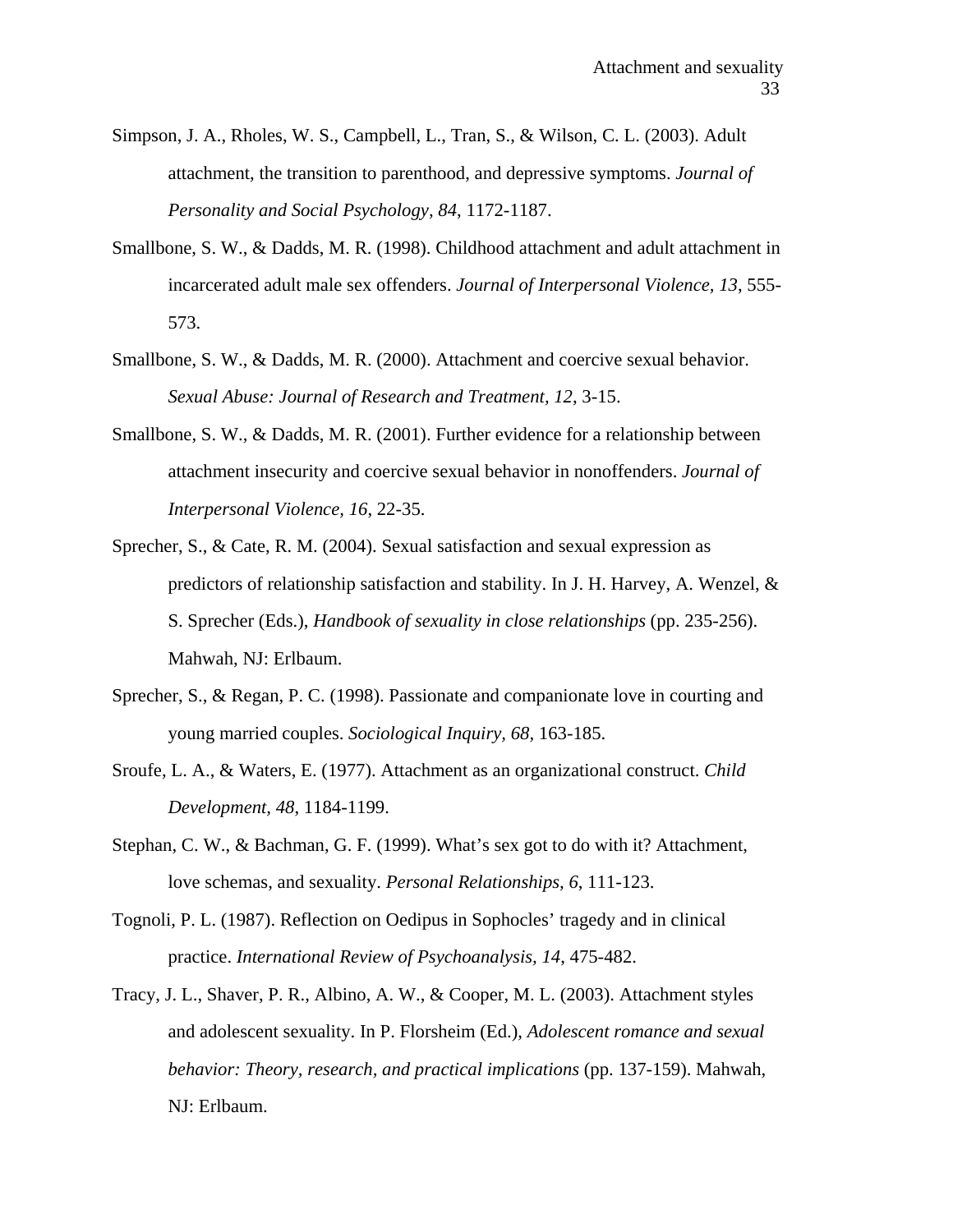Simpson, J. A., Rholes, W. S., Campbell, L., Tran, S., & Wilson, C. L. (2003). Adult attachment, the transition to parenthood, and depressive symptoms. *Journal of Personality and Social Psychology, 84*, 1172-1187.

Smallbone, S. W., & Dadds, M. R. (1998). Childhood attachment and adult attachment in incarcerated adult male sex offenders. *Journal of Interpersonal Violence, 13*, 555-573.

Smallbone, S. W., & Dadds, M. R. (2000). Attachment and coercive sexual behavior. *Sexual Abuse: Journal of Research and Treatment, 12*, 3-15.

Smallbone, S. W., & Dadds, M. R. (2001). Further evidence for a relationship between attachment insecurity and coercive sexual behavior in nonoffenders. *Journal of Interpersonal Violence, 16*, 22-35.

Sprecher, S., & Cate, R. M. (2004). Sexual satisfaction and sexual expression as predictors of relationship satisfaction and stability. In J. H. Harvey, A. Wenzel, & S. Sprecher (Eds.), *Handbook of sexuality in close relationships* (pp. 235-256). Mahwah, NJ: Erlbaum.

Sprecher, S., & Regan, P. C. (1998). Passionate and companionate love in courting and young married couples. *Sociological Inquiry, 68*, 163-185.

Sroufe, L. A., & Waters, E. (1977). Attachment as an organizational construct. *Child Development, 48*, 1184-1199.

Stephan, C. W., & Bachman, G. F. (1999). What's sex got to do with it? Attachment, love schemas, and sexuality. *Personal Relationships, 6*, 111-123.

Tognoli, P. L. (1987). Reflection on Oedipus in Sophocles' tragedy and in clinical practice. *International Review of Psychoanalysis, 14*, 475-482.

Tracy, J. L., Shaver, P. R., Albino, A. W., & Cooper, M. L. (2003). Attachment styles and adolescent sexuality. In P. Florsheim (Ed.), *Adolescent romance and sexual behavior: Theory, research, and practical implications* (pp. 137-159). Mahwah, NJ: Erlbaum.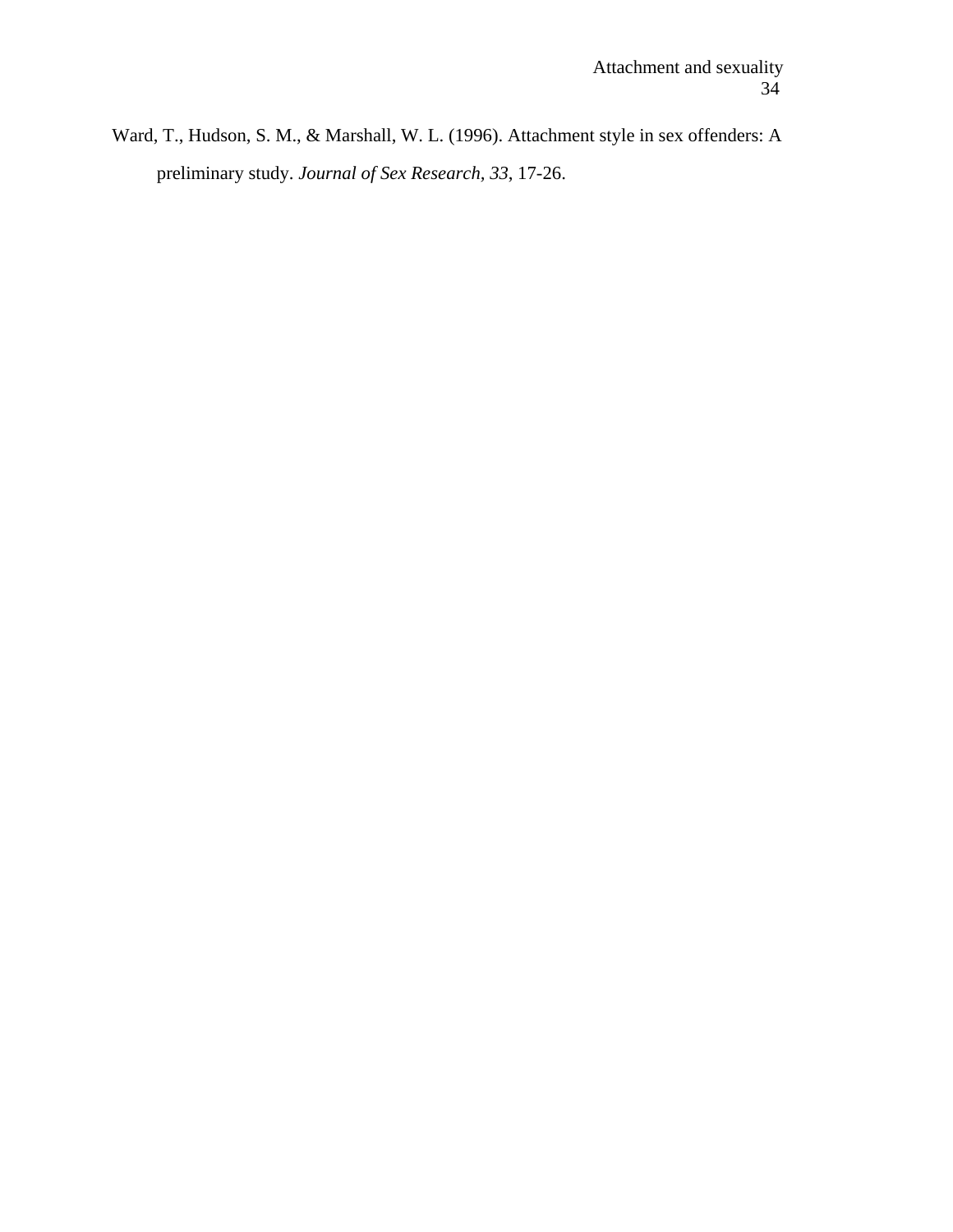Ward, T., Hudson, S. M., & Marshall, W. L. (1996). Attachment style in sex offenders: A preliminary study. *Journal of Sex Research*, *33*, 17-26.